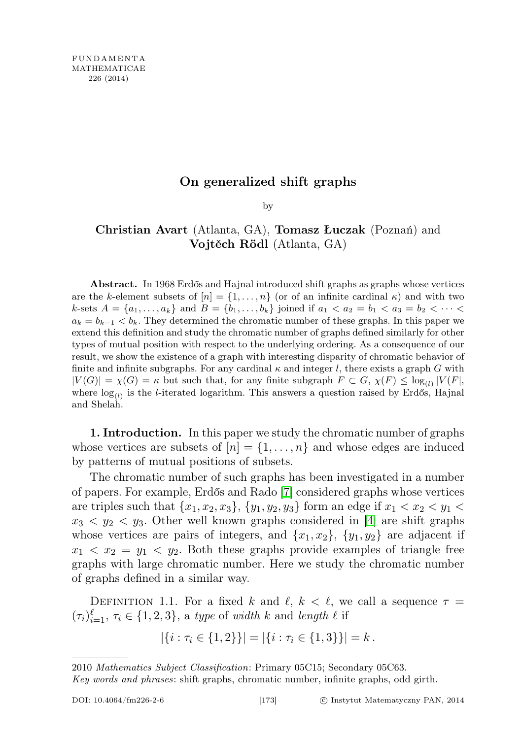# On generalized shift graphs

by

**Christian Avart** (Atlanta, GA), **Tomasz Łuczak** (Poznań) and **Vojtěch Rödl** (Atlanta, GA)

**Abstract.** In 1968 Erdős and Hajnal introduced shift graphs as graphs whose vertices are the $k$-element subsets of $[n] = \{1, \dots, n\}$ (or of an infinite cardinal $\kappa$) and with two $k$-sets $A = \{a_1, \dots, a_k\}$ and $B = \{b_1, \dots, b_k\}$ joined if $a_1 < a_2 = b_1 < a_3 = b_2 < \cdots < a_k = b_{k-1} < b_k$. They determined the chromatic number of these graphs. In this paper we extend this definition and study the chromatic number of graphs defined similarly for other types of mutual position with respect to the underlying ordering. As a consequence of our result, we show the existence of a graph with interesting disparity of chromatic behavior of finite and infinite subgraphs. For any cardinal $\kappa$ and integer $l$, there exists a graph $G$ with $|V(G)| = \chi(G) = \kappa$ but such that, for any finite subgraph $F \subset G$, $\chi(F) \leq \log_{(l)} |V(F|$, where $\log_{(l)}$ is the $l$-iterated logarithm. This answers a question raised by Erdős, Hajnal and Shelah.

**1. Introduction.** In this paper we study the chromatic number of graphs whose vertices are subsets of $[n] = \{1, \dots, n\}$ and whose edges are induced by patterns of mutual positions of subsets.

The chromatic number of such graphs has been investigated in a number of papers. For example, Erdős and Rado [7] considered graphs whose vertices are triples such that $\{x_1, x_2, x_3\}$, $\{y_1, y_2, y_3\}$ form an edge if $x_1 < x_2 < y_1 < x_3 < y_2 < y_3$. Other well known graphs considered in [4] are shift graphs whose vertices are pairs of integers, and $\{x_1, x_2\}$, $\{y_1, y_2\}$ are adjacent if $x_1 < x_2 = y_1 < y_2$. Both these graphs provide examples of triangle free graphs with large chromatic number. Here we study the chromatic number of graphs defined in a similar way.

Definition 1.1. For a fixed $k$ and $\ell$, $k < \ell$, we call a sequence $\tau = (\tau_i)_{i=1}^{\ell}$, $\tau_i \in \{1, 2, 3\}$, a *type* of *width* $k$ and *length* $\ell$ if

$$|\{i : \tau_i \in \{1, 2\}\}| = |\{i : \tau_i \in \{1, 3\}\}| = k\,.$$

2010 *Mathematics Subject Classification*: Primary 05C15; Secondary 05C63.

*Key words and phrases*: shift graphs, chromatic number, infinite graphs, odd girth.

DOI: 10.4064/fm226-2-6 © Instytut Matematyczny PAN, 2014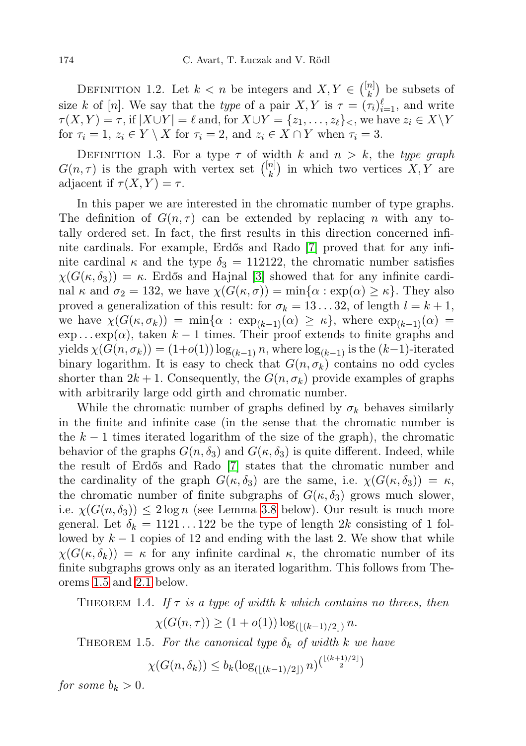Definition 1.2. Let $k < n$ be integers and $X, Y \in \binom{[n]}{k}$ be subsets of size $k$ of $[n]$. We say that the *type* of a pair $X, Y$ is $\tau = (\tau_i)_{i=1}^{\ell}$, and write $\tau(X,Y) = \tau$, if $|X \cup Y| = \ell$ and, for $X \cup Y = \{z_1, \ldots, z_\ell\}_<$, we have $z_i \in X \setminus Y$ for $\tau_i = 1$, $z_i \in Y \setminus X$ for $\tau_i = 2$, and $z_i \in X \cap Y$ when $\tau_i = 3$.

Definition 1.3. For a type $\tau$ of width $k$ and $n > k$, the *type graph* $G(n, \tau)$ is the graph with vertex set $\binom{[n]}{k}$ in which two vertices $X, Y$ are adjacent if $\tau(X, Y) = \tau$.

In this paper we are interested in the chromatic number of type graphs. The definition of $G(n,\tau)$ can be extended by replacing $n$ with any totally ordered set. In fact, the first results in this direction concerned infinite cardinals. For example, Erdős and Rado [7] proved that for any infinite cardinal $\kappa$ and the type $\delta_3 = 112122$, the chromatic number satisfies $\chi(G(\kappa, \delta_3)) = \kappa$. Erdős and Hajnal [3] showed that for any infinite cardinal $\kappa$ and $\sigma_2 = 132$, we have $\chi(G(\kappa, \sigma)) = \min\{\alpha : \exp(\alpha) \geq \kappa\}$. They also proved a generalization of this result: for $\sigma_k = 13\ldots32$, of length $l = k+1$, we have $\chi(G(\kappa, \sigma_k)) = \min\{\alpha : \exp_{(k-1)}(\alpha) \geq \kappa\}$, where $\exp_{(k-1)}(\alpha) = \exp\ldots\exp(\alpha)$, taken $k-1$ times. Their proof extends to finite graphs and yields $\chi(G(n, \sigma_k)) = (1+o(1))\log_{(k-1)} n$, where $\log_{(k-1)}$ is the $(k-1)$-iterated binary logarithm. It is easy to check that $G(n, \sigma_k)$ contains no odd cycles shorter than $2k+1$. Consequently, the $G(n, \sigma_k)$ provide examples of graphs with arbitrarily large odd girth and chromatic number.

While the chromatic number of graphs defined by $\sigma_k$ behaves similarly in the finite and infinite case (in the sense that the chromatic number is the $k-1$ times iterated logarithm of the size of the graph), the chromatic behavior of the graphs $G(n, \delta_3)$ and $G(\kappa, \delta_3)$ is quite different. Indeed, while the result of Erdős and Rado [7] states that the chromatic number and the cardinality of the graph $G(\kappa, \delta_3)$ are the same, i.e. $\chi(G(\kappa, \delta_3)) = \kappa$, the chromatic number of finite subgraphs of $G(\kappa, \delta_3)$ grows much slower, i.e. $\chi(G(n, \delta_3)) \leq 2\log n$ (see Lemma 3.8 below). Our result is much more general. Let $\delta_k = 1121\ldots122$ be the type of length $2k$ consisting of 1 followed by $k-1$ copies of 12 and ending with the last 2. We show that while $\chi(G(\kappa, \delta_k)) = \kappa$ for any infinite cardinal $\kappa$, the chromatic number of its finite subgraphs grows only as an iterated logarithm. This follows from Theorems 1.5 and 2.1 below.

Theorem 1.4. *If $\tau$ is a type of width $k$ which contains no threes, then*

$$\chi(G(n, \tau)) \geq (1 + o(1)) \log_{(\lfloor (k-1)/2 \rfloor)} n.$$

Theorem 1.5. *For the canonical type $\delta_k$ of width $k$ we have*

$$\chi(G(n, \delta_k)) \leq b_k (\log_{(\lfloor (k-1)/2 \rfloor)} n)^{\binom{\lfloor (k+1)/2 \rfloor}{2}}$$

*for some $b_k > 0$.*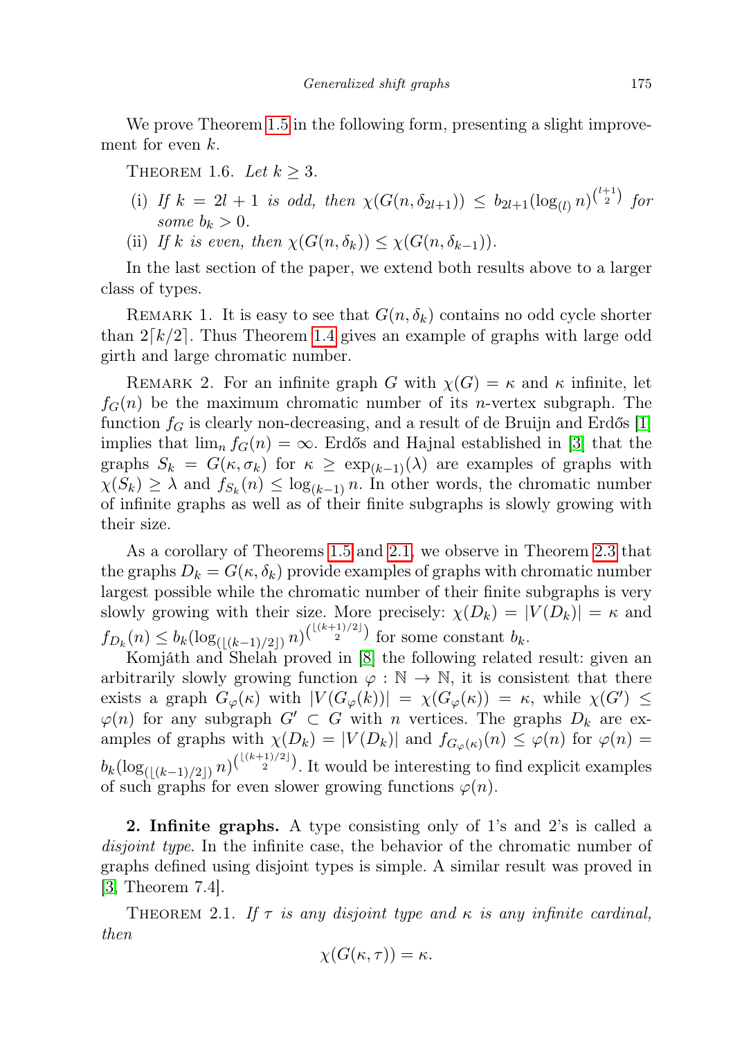We prove Theorem 1.5 in the following form, presenting a slight improvement for even $k$.

THEOREM 1.6. *Let $k \geq 3$.*

(i) *If $k = 2l + 1$ is odd, then $\chi(G(n, \delta_{2l+1})) \leq b_{2l+1}(\log_{(l)} n)^{\binom{l+1}{2}}$ for some $b_k > 0$.*

(ii) *If $k$ is even, then $\chi(G(n, \delta_k)) \leq \chi(G(n, \delta_{k-1}))$.*

In the last section of the paper, we extend both results above to a larger class of types.

REMARK 1. It is easy to see that $G(n, \delta_k)$ contains no odd cycle shorter than $2\lceil k/2 \rceil$. Thus Theorem 1.4 gives an example of graphs with large odd girth and large chromatic number.

REMARK 2. For an infinite graph $G$ with $\chi(G) = \kappa$ and $\kappa$ infinite, let $f_G(n)$ be the maximum chromatic number of its $n$-vertex subgraph. The function $f_G$ is clearly non-decreasing, and a result of de Bruijn and Erdős [1] implies that $\lim_n f_G(n) = \infty$. Erdős and Hajnal established in [3] that the graphs $S_k = G(\kappa, \sigma_k)$ for $\kappa \geq \exp_{(k-1)}(\lambda)$ are examples of graphs with $\chi(S_k) \geq \lambda$ and $f_{S_k}(n) \leq \log_{(k-1)} n$. In other words, the chromatic number of infinite graphs as well as of their finite subgraphs is slowly growing with their size.

As a corollary of Theorems 1.5 and 2.1, we observe in Theorem 2.3 that the graphs $D_k = G(\kappa, \delta_k)$ provide examples of graphs with chromatic number largest possible while the chromatic number of their finite subgraphs is very slowly growing with their size. More precisely: $\chi(D_k) = |V(D_k)| = \kappa$ and $f_{D_k}(n) \leq b_k(\log_{(\lfloor (k-1)/2 \rfloor)} n)^{\binom{\lfloor (k+1)/2 \rfloor}{2}}$ for some constant $b_k$.

Komjáth and Shelah proved in [8] the following related result: given an arbitrarily slowly growing function $\varphi : \mathbb{N} \to \mathbb{N}$, it is consistent that there exists a graph $G_\varphi(\kappa)$ with $|V(G_\varphi(k))| = \chi(G_\varphi(\kappa)) = \kappa$, while $\chi(G') \leq \varphi(n)$ for any subgraph $G' \subset G$ with $n$ vertices. The graphs $D_k$ are examples of graphs with $\chi(D_k) = |V(D_k)|$ and $f_{G_\varphi(\kappa)}(n) \leq \varphi(n)$ for $\varphi(n) = b_k(\log_{(\lfloor (k-1)/2 \rfloor)} n)^{\binom{\lfloor (k+1)/2 \rfloor}{2}}$. It would be interesting to find explicit examples of such graphs for even slower growing functions $\varphi(n)$.

## 2. Infinite graphs.

A type consisting only of 1's and 2's is called a *disjoint type*. In the infinite case, the behavior of the chromatic number of graphs defined using disjoint types is simple. A similar result was proved in [3, Theorem 7.4].

THEOREM 2.1. *If $\tau$ is any disjoint type and $\kappa$ is any infinite cardinal, then*

$$\chi(G(\kappa, \tau)) = \kappa.$$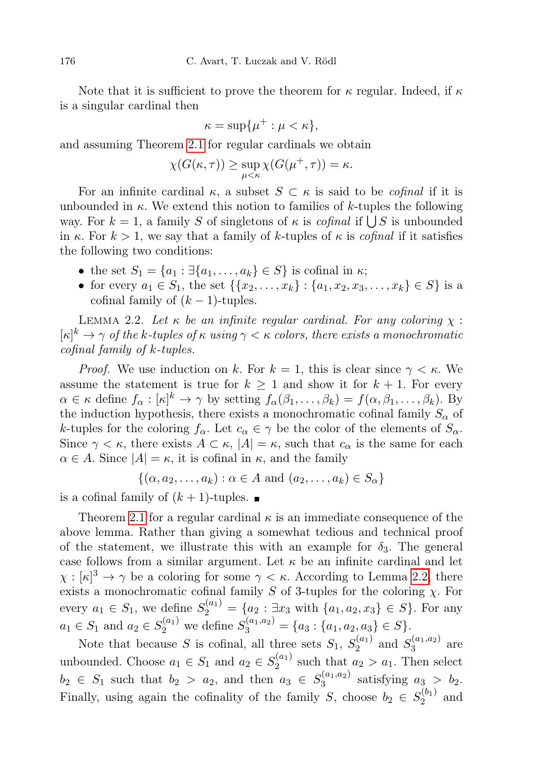Note that it is sufficient to prove the theorem for $\kappa$ regular. Indeed, if $\kappa$ is a singular cardinal then

$$\kappa = \sup\{\mu^+ : \mu < \kappa\},$$

and assuming Theorem 2.1 for regular cardinals we obtain

$$\chi(G(\kappa, \tau)) \geq \sup_{\mu<\kappa} \chi(G(\mu^+, \tau)) = \kappa.$$

For an infinite cardinal $\kappa$, a subset $S \subset \kappa$ is said to be *cofinal* if it is unbounded in $\kappa$. We extend this notion to families of $k$-tuples the following way. For $k = 1$, a family $S$ of singletons of $\kappa$ is *cofinal* if $\bigcup S$ is unbounded in $\kappa$. For $k > 1$, we say that a family of $k$-tuples of $\kappa$ is *cofinal* if it satisfies the following two conditions:

- the set $S_1 = \{a_1 : \exists \{a_1, \ldots, a_k\} \in S\}$ is cofinal in $\kappa$;
- for every $a_1 \in S_1$, the set $\{\{x_2, \ldots, x_k\} : \{a_1, x_2, x_3, \ldots, x_k\} \in S\}$ is a cofinal family of $(k-1)$-tuples.

Lemma 2.2. *Let $\kappa$ be an infinite regular cardinal. For any coloring $\chi : [\kappa]^k \to \gamma$ of the $k$-tuples of $\kappa$ using $\gamma < \kappa$ colors, there exists a monochromatic cofinal family of $k$-tuples.*

*Proof.* We use induction on $k$. For $k = 1$, this is clear since $\gamma < \kappa$. We assume the statement is true for $k \geq 1$ and show it for $k + 1$. For every $\alpha \in \kappa$ define $f_\alpha : [\kappa]^k \to \gamma$ by setting $f_\alpha(\beta_1, \ldots, \beta_k) = f(\alpha, \beta_1, \ldots, \beta_k)$. By the induction hypothesis, there exists a monochromatic cofinal family $S_\alpha$ of $k$-tuples for the coloring $f_\alpha$. Let $c_\alpha \in \gamma$ be the color of the elements of $S_\alpha$. Since $\gamma < \kappa$, there exists $A \subset \kappa$, $|A| = \kappa$, such that $c_\alpha$ is the same for each $\alpha \in A$. Since $|A| = \kappa$, it is cofinal in $\kappa$, and the family

$$\{(\alpha, a_2, \ldots, a_k) : \alpha \in A \text{ and } (a_2, \ldots, a_k) \in S_\alpha\}$$

is a cofinal family of $(k+1)$-tuples. ∎

Theorem 2.1 for a regular cardinal $\kappa$ is an immediate consequence of the above lemma. Rather than giving a somewhat tedious and technical proof of the statement, we illustrate this with an example for $\delta_3$. The general case follows from a similar argument. Let $\kappa$ be an infinite cardinal and let $\chi : [\kappa]^3 \to \gamma$ be a coloring for some $\gamma < \kappa$. According to Lemma 2.2, there exists a monochromatic cofinal family $S$ of 3-tuples for the coloring $\chi$. For every $a_1 \in S_1$, we define $S_2^{(a_1)} = \{a_2 : \exists x_3 \text{ with } \{a_1, a_2, x_3\} \in S\}$. For any $a_1 \in S_1$ and $a_2 \in S_2^{(a_1)}$ we define $S_3^{(a_1,a_2)} = \{a_3 : \{a_1, a_2, a_3\} \in S\}$.

Note that because $S$ is cofinal, all three sets $S_1$, $S_2^{(a_1)}$ and $S_3^{(a_1,a_2)}$ are unbounded. Choose $a_1 \in S_1$ and $a_2 \in S_2^{(a_1)}$ such that $a_2 > a_1$. Then select $b_2 \in S_1$ such that $b_2 > a_2$, and then $a_3 \in S_3^{(a_1,a_2)}$ satisfying $a_3 > b_2$. Finally, using again the cofinality of the family $S$, choose $b_2 \in S_2^{(b_1)}$ and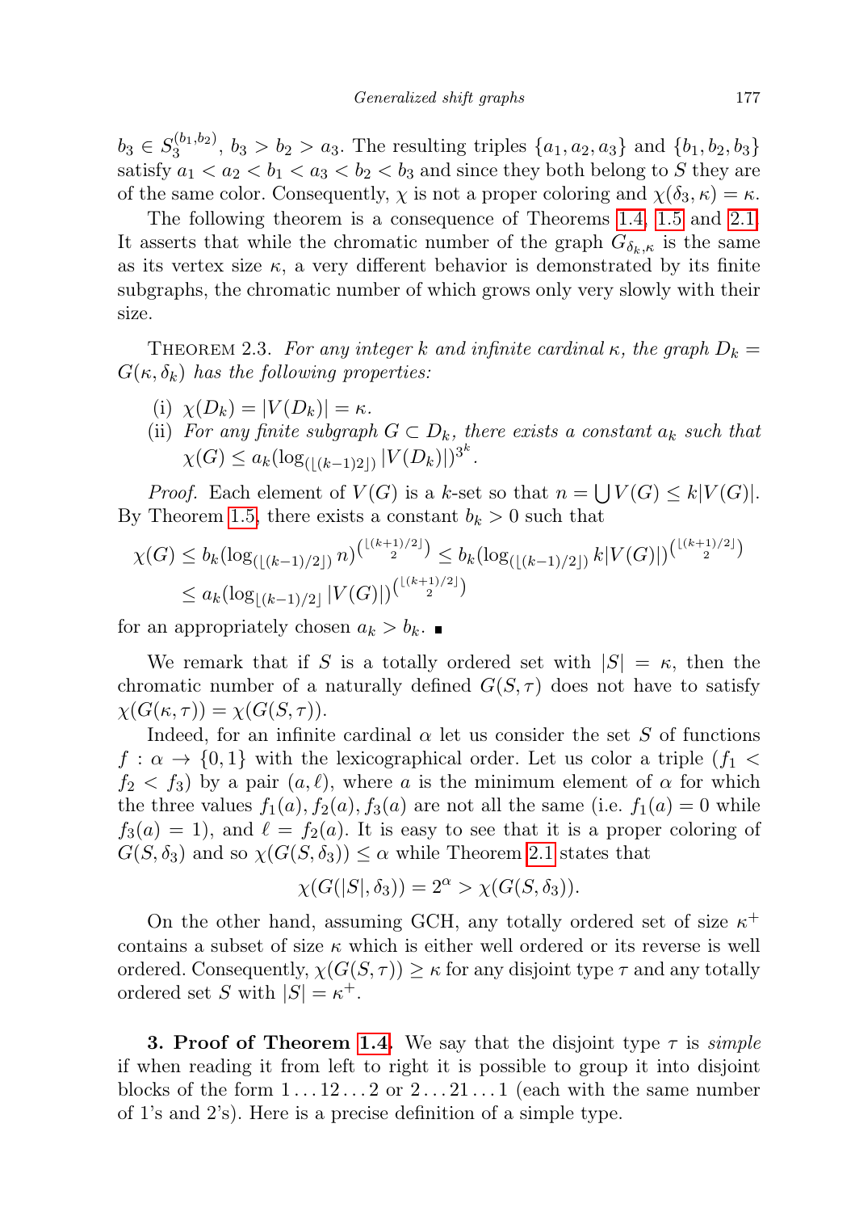$b_3 \in S_3^{(b_1,b_2)}$, $b_3 > b_2 > a_3$. The resulting triples $\{a_1, a_2, a_3\}$ and $\{b_1, b_2, b_3\}$ satisfy $a_1 < a_2 < b_1 < a_3 < b_2 < b_3$ and since they both belong to $S$ they are of the same color. Consequently, $\chi$ is not a proper coloring and $\chi(\delta_3, \kappa) = \kappa$.

The following theorem is a consequence of Theorems 1.4, 1.5 and 2.1. It asserts that while the chromatic number of the graph $G_{\delta_k,\kappa}$ is the same as its vertex size $\kappa$, a very different behavior is demonstrated by its finite subgraphs, the chromatic number of which grows only very slowly with their size.

THEOREM 2.3. *For any integer $k$ and infinite cardinal $\kappa$, the graph $D_k = G(\kappa, \delta_k)$ has the following properties:*

- (i) $\chi(D_k) = |V(D_k)| = \kappa$.
- (ii) *For any finite subgraph $G \subset D_k$, there exists a constant $a_k$ such that $\chi(G) \le a_k(\log_{(\lfloor (k-1)2 \rfloor)} |V(D_k)|)^{3^k}$.*

*Proof.* Each element of $V(G)$ is a $k$-set so that $n = \bigcup V(G) \le k|V(G)|$. By Theorem 1.5, there exists a constant $b_k > 0$ such that

$$\chi(G) \le b_k(\log_{(\lfloor (k-1)/2 \rfloor)} n)^{\binom{\lfloor (k+1)/2 \rfloor}{2}} \le b_k(\log_{(\lfloor (k-1)/2 \rfloor)} k|V(G)|)^{\binom{\lfloor (k+1)/2 \rfloor}{2}}$$
$$\le a_k(\log_{\lfloor (k-1)/2 \rfloor} |V(G)|)^{\binom{\lfloor (k+1)/2 \rfloor}{2}}$$

for an appropriately chosen $a_k > b_k$. ∎

We remark that if $S$ is a totally ordered set with $|S| = \kappa$, then the chromatic number of a naturally defined $G(S, \tau)$ does not have to satisfy $\chi(G(\kappa, \tau)) = \chi(G(S, \tau))$.

Indeed, for an infinite cardinal $\alpha$ let us consider the set $S$ of functions $f : \alpha \to \{0, 1\}$ with the lexicographical order. Let us color a triple $(f_1 < f_2 < f_3)$ by a pair $(a, \ell)$, where $a$ is the minimum element of $\alpha$ for which the three values $f_1(a), f_2(a), f_3(a)$ are not all the same (i.e. $f_1(a) = 0$ while $f_3(a) = 1$), and $\ell = f_2(a)$. It is easy to see that it is a proper coloring of $G(S, \delta_3)$ and so $\chi(G(S, \delta_3)) \le \alpha$ while Theorem 2.1 states that

$$\chi(G(|S|, \delta_3)) = 2^\alpha > \chi(G(S, \delta_3)).$$

On the other hand, assuming GCH, any totally ordered set of size $\kappa^+$ contains a subset of size $\kappa$ which is either well ordered or its reverse is well ordered. Consequently, $\chi(G(S, \tau)) \ge \kappa$ for any disjoint type $\tau$ and any totally ordered set $S$ with $|S| = \kappa^+$.

**3. Proof of Theorem 1.4.** We say that the disjoint type $\tau$ is *simple* if when reading it from left to right it is possible to group it into disjoint blocks of the form $1 \ldots 12 \ldots 2$ or $2 \ldots 21 \ldots 1$ (each with the same number of 1's and 2's). Here is a precise definition of a simple type.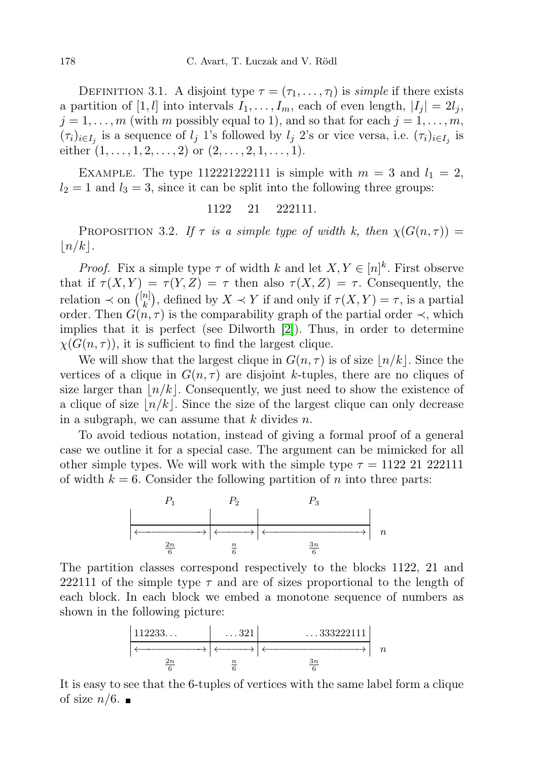DEFINITION 3.1. A disjoint type $\tau = (\tau_1, \ldots, \tau_l)$ is *simple* if there exists a partition of $[1, l]$ into intervals $I_1, \ldots, I_m$, each of even length, $|I_j| = 2l_j$, $j = 1, \ldots, m$ (with $m$ possibly equal to 1), and so that for each $j = 1, \ldots, m$, $(\tau_i)_{i \in I_j}$ is a sequence of $l_j$ 1's followed by $l_j$ 2's or vice versa, i.e. $(\tau_i)_{i \in I_j}$ is either $(1, \ldots, 1, 2, \ldots, 2)$ or $(2, \ldots, 2, 1, \ldots, 1)$.

EXAMPLE. The type 112221222111 is simple with $m = 3$ and $l_1 = 2$, $l_2 = 1$ and $l_3 = 3$, since it can be split into the following three groups:

$$1122 \quad 21 \quad 222111.$$

PROPOSITION 3.2. *If $\tau$ is a simple type of width $k$, then $\chi(G(n, \tau)) = \lfloor n/k \rfloor$.*

*Proof.* Fix a simple type $\tau$ of width $k$ and let $X, Y \in [n]^k$. First observe that if $\tau(X, Y) = \tau(Y, Z) = \tau$ then also $\tau(X, Z) = \tau$. Consequently, the relation $\prec$ on $\binom{[n]}{k}$, defined by $X \prec Y$ if and only if $\tau(X, Y) = \tau$, is a partial order. Then $G(n, \tau)$ is the comparability graph of the partial order $\prec$, which implies that it is perfect (see Dilworth [2]). Thus, in order to determine $\chi(G(n, \tau))$, it is sufficient to find the largest clique.

We will show that the largest clique in $G(n, \tau)$ is of size $\lfloor n/k \rfloor$. Since the vertices of a clique in $G(n, \tau)$ are disjoint $k$-tuples, there are no cliques of size larger than $\lfloor n/k \rfloor$. Consequently, we just need to show the existence of a clique of size $\lfloor n/k \rfloor$. Since the size of the largest clique can only decrease in a subgraph, we can assume that $k$ divides $n$.

To avoid tedious notation, instead of giving a formal proof of a general case we outline it for a special case. The argument can be mimicked for all other simple types. We will work with the simple type $\tau = 1122\ 21\ 222111$ of width $k = 6$. Consider the following partition of $n$ into three parts:

| $P_1$ | $P_2$ | $P_3$ | |
|---|---|---|---|
| $\longleftarrow \frac{2n}{6} \longrightarrow$ | $\longleftarrow \frac{n}{6} \longrightarrow$ | $\longleftarrow \frac{3n}{6} \longrightarrow$ | $n$ |

The partition classes correspond respectively to the blocks 1122, 21 and 222111 of the simple type $\tau$ and are of sizes proportional to the length of each block. In each block we embed a monotone sequence of numbers as shown in the following picture:

| 112233... | ...321 | ...333222111 | |
|---|---|---|---|
| $\longleftarrow \frac{2n}{6} \longrightarrow$ | $\longleftarrow \frac{n}{6} \longrightarrow$ | $\longleftarrow \frac{3n}{6} \longrightarrow$ | $n$ |

It is easy to see that the 6-tuples of vertices with the same label form a clique of size $n/6$. ∎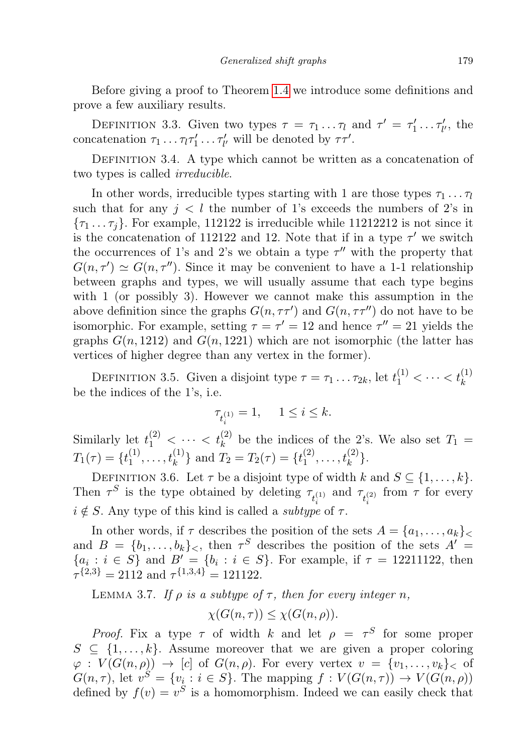Before giving a proof to Theorem 1.4 we introduce some definitions and prove a few auxiliary results.

Definition 3.3. Given two types $\tau = \tau_1 \dots \tau_l$ and $\tau' = \tau'_1 \dots \tau'_{l'}$, the concatenation $\tau_1 \dots \tau_l \tau'_1 \dots \tau'_{l'}$ will be denoted by $\tau\tau'$.

Definition 3.4. A type which cannot be written as a concatenation of two types is called *irreducible*.

In other words, irreducible types starting with 1 are those types $\tau_1 \dots \tau_l$ such that for any $j < l$ the number of 1's exceeds the numbers of 2's in $\{\tau_1 \dots \tau_j\}$. For example, 112122 is irreducible while 11212212 is not since it is the concatenation of 112122 and 12. Note that if in a type $\tau'$ we switch the occurrences of 1's and 2's we obtain a type $\tau''$ with the property that $G(n, \tau') \simeq G(n, \tau'')$. Since it may be convenient to have a 1-1 relationship between graphs and types, we will usually assume that each type begins with 1 (or possibly 3). However we cannot make this assumption in the above definition since the graphs $G(n, \tau\tau')$ and $G(n, \tau\tau'')$ do not have to be isomorphic. For example, setting $\tau = \tau' = 12$ and hence $\tau'' = 21$ yields the graphs $G(n, 1212)$ and $G(n, 1221)$ which are not isomorphic (the latter has vertices of higher degree than any vertex in the former).

Definition 3.5. Given a disjoint type $\tau = \tau_1 \dots \tau_{2k}$, let $t_1^{(1)} < \dots < t_k^{(1)}$ be the indices of the 1's, i.e.

$$\tau_{t_i^{(1)}} = 1, \quad 1 \le i \le k.$$

Similarly let $t_1^{(2)} < \dots < t_k^{(2)}$ be the indices of the 2's. We also set $T_1 = T_1(\tau) = \{t_1^{(1)}, \dots, t_k^{(1)}\}$ and $T_2 = T_2(\tau) = \{t_1^{(2)}, \dots, t_k^{(2)}\}$.

Definition 3.6. Let $\tau$ be a disjoint type of width $k$ and $S \subseteq \{1, \dots, k\}$. Then $\tau^S$ is the type obtained by deleting $\tau_{t_i^{(1)}}$ and $\tau_{t_i^{(2)}}$ from $\tau$ for every $i \notin S$. Any type of this kind is called a *subtype* of $\tau$.

In other words, if $\tau$ describes the position of the sets $A = \{a_1, \dots, a_k\}_<$ and $B = \{b_1, \dots, b_k\}_<$, then $\tau^S$ describes the position of the sets $A' = \{a_i : i \in S\}$ and $B' = \{b_i : i \in S\}$. For example, if $\tau = 12211122$, then $\tau^{\{2,3\}} = 2112$ and $\tau^{\{1,3,4\}} = 121122$.

Lemma 3.7. *If $\rho$ is a subtype of $\tau$, then for every integer $n$,*

$$\chi(G(n, \tau)) \le \chi(G(n, \rho)).$$

*Proof.* Fix a type $\tau$ of width $k$ and let $\rho = \tau^S$ for some proper $S \subseteq \{1, \dots, k\}$. Assume moreover that we are given a proper coloring $\varphi : V(G(n, \rho)) \to [c]$ of $G(n, \rho)$. For every vertex $v = \{v_1, \dots, v_k\}_<$ of $G(n, \tau)$, let $v^S = \{v_i : i \in S\}$. The mapping $f : V(G(n, \tau)) \to V(G(n, \rho))$ defined by $f(v) = v^S$ is a homomorphism. Indeed we can easily check that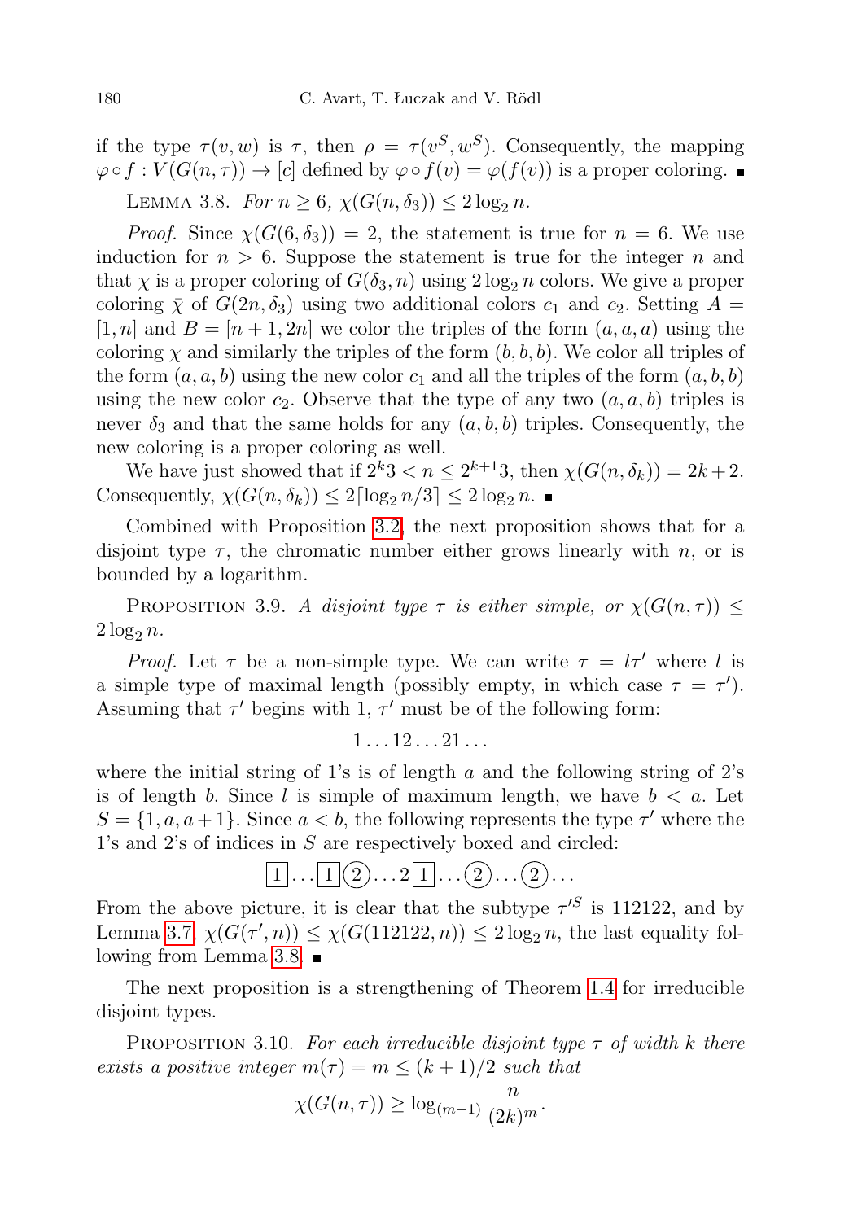if the type $\tau(v, w)$ is $\tau$, then $\rho = \tau(v^S, w^S)$. Consequently, the mapping $\varphi \circ f : V(G(n, \tau)) \to [c]$ defined by $\varphi \circ f(v) = \varphi(f(v))$ is a proper coloring. ∎

LEMMA 3.8. *For $n \geq 6$, $\chi(G(n, \delta_3)) \leq 2 \log_2 n$.*

*Proof.* Since $\chi(G(6, \delta_3)) = 2$, the statement is true for $n = 6$. We use induction for $n > 6$. Suppose the statement is true for the integer $n$ and that $\chi$ is a proper coloring of $G(\delta_3, n)$ using $2 \log_2 n$ colors. We give a proper coloring $\bar{\chi}$ of $G(2n, \delta_3)$ using two additional colors $c_1$ and $c_2$. Setting $A = [1, n]$ and $B = [n + 1, 2n]$ we color the triples of the form $(a, a, a)$ using the coloring $\chi$ and similarly the triples of the form $(b, b, b)$. We color all triples of the form $(a, a, b)$ using the new color $c_1$ and all the triples of the form $(a, b, b)$ using the new color $c_2$. Observe that the type of any two $(a, a, b)$ triples is never $\delta_3$ and that the same holds for any $(a, b, b)$ triples. Consequently, the new coloring is a proper coloring as well.

We have just showed that if $2^k 3 < n \leq 2^{k+1} 3$, then $\chi(G(n, \delta_k)) = 2k + 2$. Consequently, $\chi(G(n, \delta_k)) \leq 2\lceil \log_2 n/3 \rceil \leq 2 \log_2 n$. ∎

Combined with Proposition 3.2, the next proposition shows that for a disjoint type $\tau$, the chromatic number either grows linearly with $n$, or is bounded by a logarithm.

PROPOSITION 3.9. *A disjoint type $\tau$ is either simple, or $\chi(G(n, \tau)) \leq 2 \log_2 n$.*

*Proof.* Let $\tau$ be a non-simple type. We can write $\tau = l\tau'$ where $l$ is a simple type of maximal length (possibly empty, in which case $\tau = \tau'$). Assuming that $\tau'$ begins with 1, $\tau'$ must be of the following form:

$$1 \ldots 12 \ldots 21 \ldots$$

where the initial string of 1's is of length $a$ and the following string of 2's is of length $b$. Since $l$ is simple of maximum length, we have $b < a$. Let $S = \{1, a, a + 1\}$. Since $a < b$, the following represents the type $\tau'$ where the 1's and 2's of indices in $S$ are respectively boxed and circled:

$$\boxed{1} \ldots \boxed{1} \textcircled{2} \ldots 2 \boxed{1} \ldots \textcircled{2} \ldots \textcircled{2} \ldots$$

From the above picture, it is clear that the subtype $\tau'^S$ is 112122, and by Lemma 3.7, $\chi(G(\tau', n)) \leq \chi(G(112122, n)) \leq 2 \log_2 n$, the last equality following from Lemma 3.8. ∎

The next proposition is a strengthening of Theorem 1.4 for irreducible disjoint types.

PROPOSITION 3.10. *For each irreducible disjoint type $\tau$ of width $k$ there exists a positive integer $m(\tau) = m \leq (k + 1)/2$ such that*

$$\chi(G(n, \tau)) \geq \log_{(m-1)} \frac{n}{(2k)^m}.$$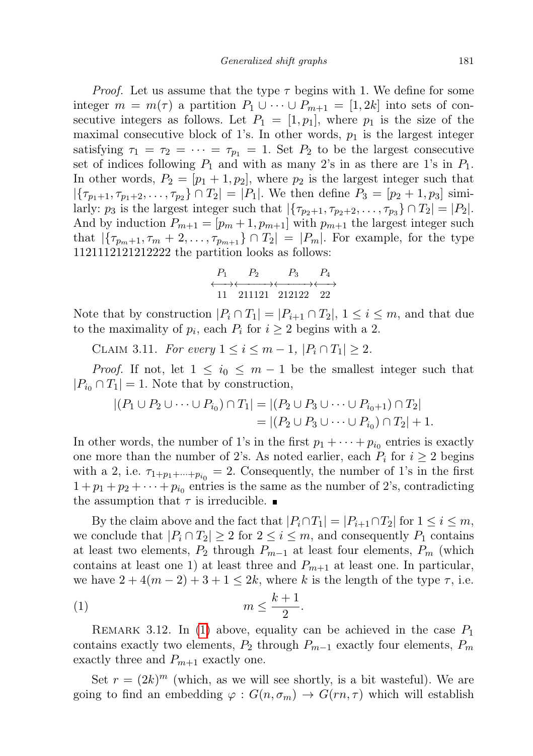*Proof.* Let us assume that the type $\tau$ begins with 1. We define for some integer $m = m(\tau)$ a partition $P_1 \cup \cdots \cup P_{m+1} = [1, 2k]$ into sets of consecutive integers as follows. Let $P_1 = [1, p_1]$, where $p_1$ is the size of the maximal consecutive block of 1's. In other words, $p_1$ is the largest integer satisfying $\tau_1 = \tau_2 = \cdots = \tau_{p_1} = 1$. Set $P_2$ to be the largest consecutive set of indices following $P_1$ and with as many 2's in as there are 1's in $P_1$. In other words, $P_2 = [p_1 + 1, p_2]$, where $p_2$ is the largest integer such that $|\{\tau_{p_1+1}, \tau_{p_1+2}, \ldots, \tau_{p_2}\} \cap T_2| = |P_1|$. We then define $P_3 = [p_2 + 1, p_3]$ similarly: $p_3$ is the largest integer such that $|\{\tau_{p_2+1}, \tau_{p_2+2}, \ldots, \tau_{p_3}\} \cap T_2| = |P_2|$. And by induction $P_{m+1} = [p_m + 1, p_{m+1}]$ with $p_{m+1}$ the largest integer such that $|\{\tau_{p_m+1}, \tau_m + 2, \ldots, \tau_{p_{m+1}}\} \cap T_2| = |P_m|$. For example, for the type 1121112121212222 the partition looks as follows:

$$\overset{P_1}{\longleftrightarrow}\overset{P_2}{\longleftrightarrow}\overset{P_3}{\longleftrightarrow}\overset{P_4}{\longleftrightarrow}$$
$$11 \quad 211121 \quad 212122 \quad 22$$

Note that by construction $|P_i \cap T_1| = |P_{i+1} \cap T_2|$, $1 \leq i \leq m$, and that due to the maximality of $p_i$, each $P_i$ for $i \geq 2$ begins with a 2.

Claim 3.11. *For every* $1 \leq i \leq m - 1$, $|P_i \cap T_1| \geq 2$.

*Proof.* If not, let $1 \leq i_0 \leq m - 1$ be the smallest integer such that $|P_{i_0} \cap T_1| = 1$. Note that by construction,

$$\begin{aligned} |(P_1 \cup P_2 \cup \cdots \cup P_{i_0}) \cap T_1| &= |(P_2 \cup P_3 \cup \cdots \cup P_{i_0+1}) \cap T_2| \\ &= |(P_2 \cup P_3 \cup \cdots \cup P_{i_0}) \cap T_2| + 1. \end{aligned}$$

In other words, the number of 1's in the first $p_1 + \cdots + p_{i_0}$ entries is exactly one more than the number of 2's. As noted earlier, each $P_i$ for $i \geq 2$ begins with a 2, i.e. $\tau_{1+p_1+\cdots+p_{i_0}} = 2$. Consequently, the number of 1's in the first $1 + p_1 + p_2 + \cdots + p_{i_0}$ entries is the same as the number of 2's, contradicting the assumption that $\tau$ is irreducible. ∎

By the claim above and the fact that $|P_i \cap T_1| = |P_{i+1} \cap T_2|$ for $1 \leq i \leq m$, we conclude that $|P_i \cap T_2| \geq 2$ for $2 \leq i \leq m$, and consequently $P_1$ contains at least two elements, $P_2$ through $P_{m-1}$ at least four elements, $P_m$ (which contains at least one 1) at least three and $P_{m+1}$ at least one. In particular, we have $2 + 4(m - 2) + 3 + 1 \leq 2k$, where $k$ is the length of the type $\tau$, i.e.

$$m \leq \frac{k+1}{2}. \tag{1}$$

Remark 3.12. In (1) above, equality can be achieved in the case $P_1$ contains exactly two elements, $P_2$ through $P_{m-1}$ exactly four elements, $P_m$ exactly three and $P_{m+1}$ exactly one.

Set $r = (2k)^m$ (which, as we will see shortly, is a bit wasteful). We are going to find an embedding $\varphi : G(n, \sigma_m) \to G(rn, \tau)$ which will establish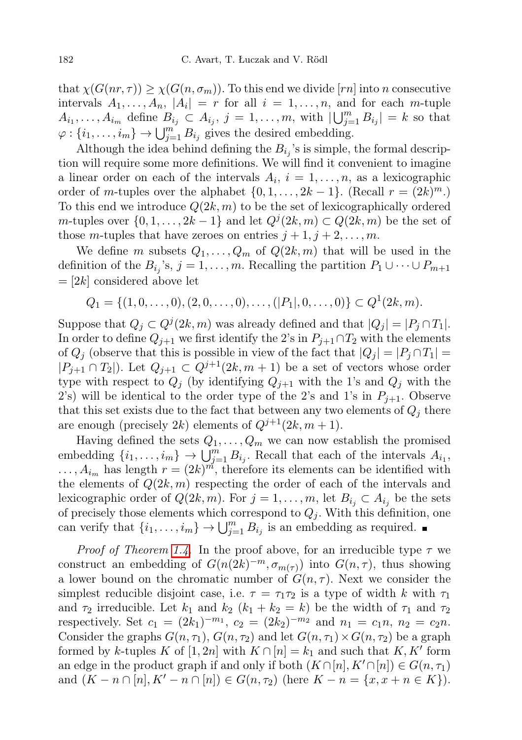that $\chi(G(nr,\tau)) \geq \chi(G(n,\sigma_m))$. To this end we divide $[rn]$ into $n$ consecutive intervals $A_1,\dots,A_n$, $|A_i| = r$ for all $i = 1,\dots,n$, and for each $m$-tuple $A_{i_1},\dots,A_{i_m}$ define $B_{i_j} \subset A_{i_j}$, $j = 1,\dots,m$, with $|\bigcup_{j=1}^m B_{i_j}| = k$ so that $\varphi : \{i_1,\dots,i_m\} \to \bigcup_{j=1}^m B_{i_j}$ gives the desired embedding.

Although the idea behind defining the $B_{i_j}$'s is simple, the formal description will require some more definitions. We will find it convenient to imagine a linear order on each of the intervals $A_i$, $i = 1,\dots,n$, as a lexicographic order of $m$-tuples over the alphabet $\{0,1,\dots,2k-1\}$. (Recall $r = (2k)^m$.) To this end we introduce $Q(2k,m)$ to be the set of lexicographically ordered $m$-tuples over $\{0,1,\dots,2k-1\}$ and let $Q^j(2k,m) \subset Q(2k,m)$ be the set of those $m$-tuples that have zeroes on entries $j+1, j+2,\dots,m$.

We define $m$ subsets $Q_1,\dots,Q_m$ of $Q(2k,m)$ that will be used in the definition of the $B_{i_j}$'s, $j = 1,\dots,m$. Recalling the partition $P_1 \cup \dots \cup P_{m+1} = [2k]$ considered above let

$$Q_1 = \{(1,0,\dots,0),(2,0,\dots,0),\dots,(|P_1|,0,\dots,0)\} \subset Q^1(2k,m).$$

Suppose that $Q_j \subset Q^j(2k,m)$ was already defined and that $|Q_j| = |P_j \cap T_1|$. In order to define $Q_{j+1}$ we first identify the 2's in $P_{j+1} \cap T_2$ with the elements of $Q_j$ (observe that this is possible in view of the fact that $|Q_j| = |P_j \cap T_1| = |P_{j+1} \cap T_2|$). Let $Q_{j+1} \subset Q^{j+1}(2k,m+1)$ be a set of vectors whose order type with respect to $Q_j$ (by identifying $Q_{j+1}$ with the 1's and $Q_j$ with the 2's) will be identical to the order type of the 2's and 1's in $P_{j+1}$. Observe that this set exists due to the fact that between any two elements of $Q_j$ there are enough (precisely $2k$) elements of $Q^{j+1}(2k,m+1)$.

Having defined the sets $Q_1,\dots,Q_m$ we can now establish the promised embedding $\{i_1,\dots,i_m\} \to \bigcup_{j=1}^m B_{i_j}$. Recall that each of the intervals $A_{i_1}$, $\dots, A_{i_m}$ has length $r = (2k)^m$, therefore its elements can be identified with the elements of $Q(2k,m)$ respecting the order of each of the intervals and lexicographic order of $Q(2k,m)$. For $j = 1,\dots,m$, let $B_{i_j} \subset A_{i_j}$ be the sets of precisely those elements which correspond to $Q_j$. With this definition, one can verify that $\{i_1,\dots,i_m\} \to \bigcup_{j=1}^m B_{i_j}$ is an embedding as required. ∎

*Proof of Theorem 1.4.* In the proof above, for an irreducible type $\tau$ we construct an embedding of $G(n(2k)^{-m},\sigma_{m(\tau)})$ into $G(n,\tau)$, thus showing a lower bound on the chromatic number of $G(n,\tau)$. Next we consider the simplest reducible disjoint case, i.e. $\tau = \tau_1\tau_2$ is a type of width $k$ with $\tau_1$ and $\tau_2$ irreducible. Let $k_1$ and $k_2$ ($k_1 + k_2 = k$) be the width of $\tau_1$ and $\tau_2$ respectively. Set $c_1 = (2k_1)^{-m_1}$, $c_2 = (2k_2)^{-m_2}$ and $n_1 = c_1 n$, $n_2 = c_2 n$. Consider the graphs $G(n,\tau_1)$, $G(n,\tau_2)$ and let $G(n,\tau_1) \times G(n,\tau_2)$ be a graph formed by $k$-tuples $K$ of $[1,2n]$ with $K \cap [n] = k_1$ and such that $K, K'$ form an edge in the product graph if and only if both $(K \cap [n], K' \cap [n]) \in G(n,\tau_1)$ and $(K - n \cap [n], K' - n \cap [n]) \in G(n,\tau_2)$ (here $K - n = \{x, x+n \in K\}$).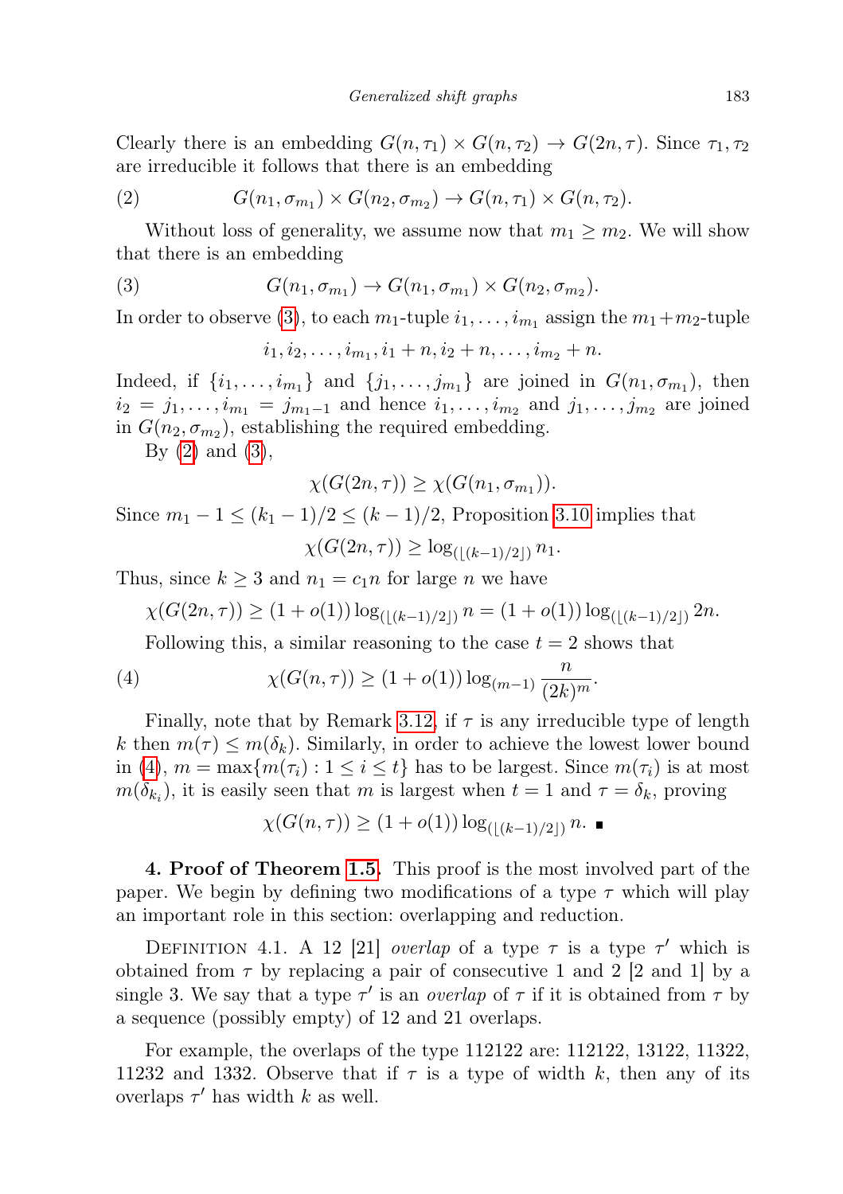Clearly there is an embedding $G(n,\tau_1) \times G(n,\tau_2) \to G(2n,\tau)$. Since $\tau_1, \tau_2$ are irreducible it follows that there is an embedding

$$G(n_1,\sigma_{m_1}) \times G(n_2,\sigma_{m_2}) \to G(n,\tau_1) \times G(n,\tau_2). \tag{2}$$

Without loss of generality, we assume now that $m_1 \geq m_2$. We will show that there is an embedding

$$G(n_1,\sigma_{m_1}) \to G(n_1,\sigma_{m_1}) \times G(n_2,\sigma_{m_2}). \tag{3}$$

In order to observe (3), to each $m_1$-tuple $i_1,\ldots,i_{m_1}$ assign the $m_1+m_2$-tuple

$$i_1, i_2, \ldots, i_{m_1}, i_1+n, i_2+n, \ldots, i_{m_2}+n.$$

Indeed, if $\{i_1,\ldots,i_{m_1}\}$ and $\{j_1,\ldots,j_{m_1}\}$ are joined in $G(n_1,\sigma_{m_1})$, then $i_2 = j_1,\ldots,i_{m_1} = j_{m_1-1}$ and hence $i_1,\ldots,i_{m_2}$ and $j_1,\ldots,j_{m_2}$ are joined in $G(n_2,\sigma_{m_2})$, establishing the required embedding.

By (2) and (3),

$$\chi(G(2n,\tau)) \geq \chi(G(n_1,\sigma_{m_1})).$$

Since $m_1 - 1 \leq (k_1-1)/2 \leq (k-1)/2$, Proposition 3.10 implies that

$$\chi(G(2n,\tau)) \geq \log_{(\lfloor (k-1)/2 \rfloor)} n_1.$$

Thus, since $k \geq 3$ and $n_1 = c_1 n$ for large $n$ we have

$$\chi(G(2n,\tau)) \geq (1+o(1)) \log_{(\lfloor (k-1)/2 \rfloor)} n = (1+o(1)) \log_{(\lfloor (k-1)/2 \rfloor)} 2n.$$

Following this, a similar reasoning to the case $t = 2$ shows that

$$\chi(G(n,\tau)) \geq (1+o(1)) \log_{(m-1)} \frac{n}{(2k)^m}. \tag{4}$$

Finally, note that by Remark 3.12, if $\tau$ is any irreducible type of length $k$ then $m(\tau) \leq m(\delta_k)$. Similarly, in order to achieve the lowest lower bound in (4), $m = \max\{m(\tau_i) : 1 \leq i \leq t\}$ has to be largest. Since $m(\tau_i)$ is at most $m(\delta_{k_i})$, it is easily seen that $m$ is largest when $t = 1$ and $\tau = \delta_k$, proving

$$\chi(G(n,\tau)) \geq (1+o(1)) \log_{(\lfloor (k-1)/2 \rfloor)} n. \ \blacksquare$$

**4. Proof of Theorem 1.5.** This proof is the most involved part of the paper. We begin by defining two modifications of a type $\tau$ which will play an important role in this section: overlapping and reduction.

Definition 4.1. A 12 [21] *overlap* of a type $\tau$ is a type $\tau'$ which is obtained from $\tau$ by replacing a pair of consecutive 1 and 2 [2 and 1] by a single 3. We say that a type $\tau'$ is an *overlap* of $\tau$ if it is obtained from $\tau$ by a sequence (possibly empty) of 12 and 21 overlaps.

For example, the overlaps of the type 112122 are: 112122, 13122, 11322, 11232 and 1332. Observe that if $\tau$ is a type of width $k$, then any of its overlaps $\tau'$ has width $k$ as well.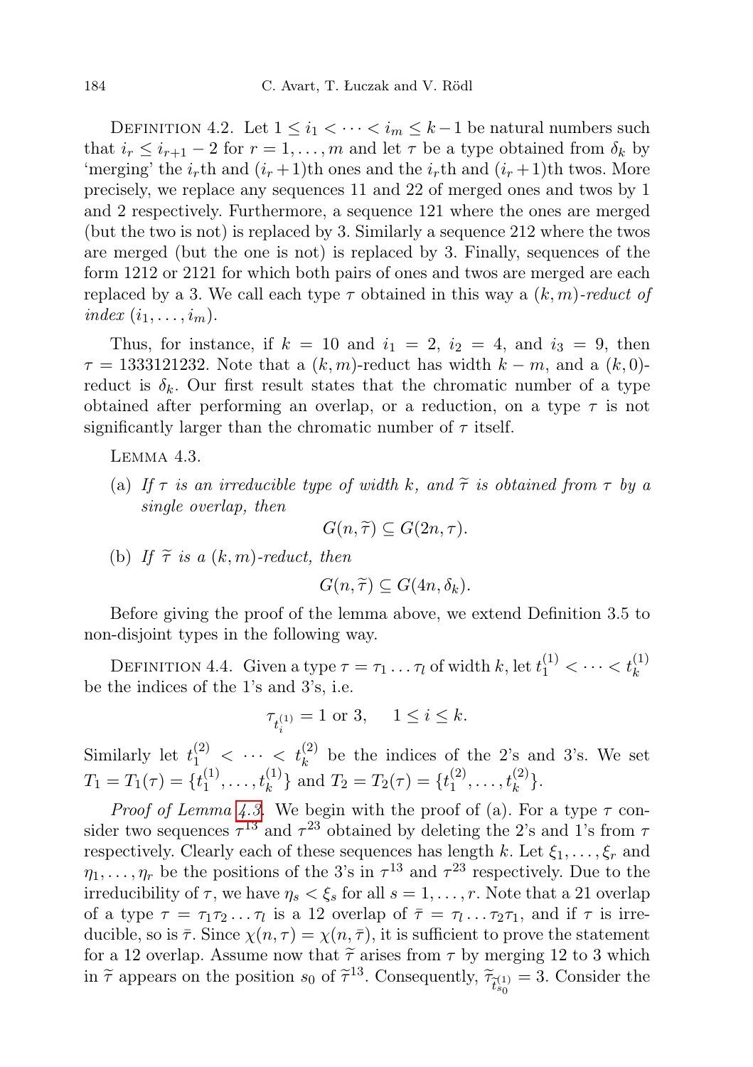Definition 4.2. Let $1 \leq i_1 < \cdots < i_m \leq k-1$ be natural numbers such that $i_r \leq i_{r+1} - 2$ for $r = 1, \ldots, m$ and let $\tau$ be a type obtained from $\delta_k$ by 'merging' the $i_r$th and $(i_r+1)$th ones and the $i_r$th and $(i_r+1)$th twos. More precisely, we replace any sequences 11 and 22 of merged ones and twos by 1 and 2 respectively. Furthermore, a sequence 121 where the ones are merged (but the two is not) is replaced by 3. Similarly a sequence 212 where the twos are merged (but the one is not) is replaced by 3. Finally, sequences of the form 1212 or 2121 for which both pairs of ones and twos are merged are each replaced by a 3. We call each type $\tau$ obtained in this way a *$(k,m)$-reduct of index $(i_1, \ldots, i_m)$*.

Thus, for instance, if $k = 10$ and $i_1 = 2$, $i_2 = 4$, and $i_3 = 9$, then $\tau = 1333121232$. Note that a $(k,m)$-reduct has width $k-m$, and a $(k,0)$-reduct is $\delta_k$. Our first result states that the chromatic number of a type obtained after performing an overlap, or a reduction, on a type $\tau$ is not significantly larger than the chromatic number of $\tau$ itself.

Lemma 4.3.

(a) *If $\tau$ is an irreducible type of width $k$, and $\widetilde{\tau}$ is obtained from $\tau$ by a single overlap, then*

$$G(n, \widetilde{\tau}) \subseteq G(2n, \tau).$$

(b) *If $\widetilde{\tau}$ is a $(k,m)$-reduct, then*

$$G(n, \widetilde{\tau}) \subseteq G(4n, \delta_k).$$

Before giving the proof of the lemma above, we extend Definition 3.5 to non-disjoint types in the following way.

Definition 4.4. Given a type $\tau = \tau_1 \ldots \tau_l$ of width $k$, let $t_1^{(1)} < \cdots < t_k^{(1)}$ be the indices of the 1's and 3's, i.e.

$$\tau_{t_i^{(1)}} = 1 \text{ or } 3, \quad 1 \leq i \leq k.$$

Similarly let $t_1^{(2)} < \cdots < t_k^{(2)}$ be the indices of the 2's and 3's. We set $T_1 = T_1(\tau) = \{t_1^{(1)}, \ldots, t_k^{(1)}\}$ and $T_2 = T_2(\tau) = \{t_1^{(2)}, \ldots, t_k^{(2)}\}$.

*Proof of Lemma 4.3.* We begin with the proof of (a). For a type $\tau$ consider two sequences $\tau^{13}$ and $\tau^{23}$ obtained by deleting the 2's and 1's from $\tau$ respectively. Clearly each of these sequences has length $k$. Let $\xi_1, \ldots, \xi_r$ and $\eta_1, \ldots, \eta_r$ be the positions of the 3's in $\tau^{13}$ and $\tau^{23}$ respectively. Due to the irreducibility of $\tau$, we have $\eta_s < \xi_s$ for all $s = 1, \ldots, r$. Note that a 21 overlap of a type $\tau = \tau_1 \tau_2 \ldots \tau_l$ is a 12 overlap of $\bar{\tau} = \tau_l \ldots \tau_2 \tau_1$, and if $\tau$ is irreducible, so is $\bar{\tau}$. Since $\chi(n, \tau) = \chi(n, \bar{\tau})$, it is sufficient to prove the statement for a 12 overlap. Assume now that $\widetilde{\tau}$ arises from $\tau$ by merging 12 to 3 which in $\widetilde{\tau}$ appears on the position $s_0$ of $\widetilde{\tau}^{13}$. Consequently, $\widetilde{\tau}_{\widetilde{t}_{s_0}^{(1)}} = 3$. Consider the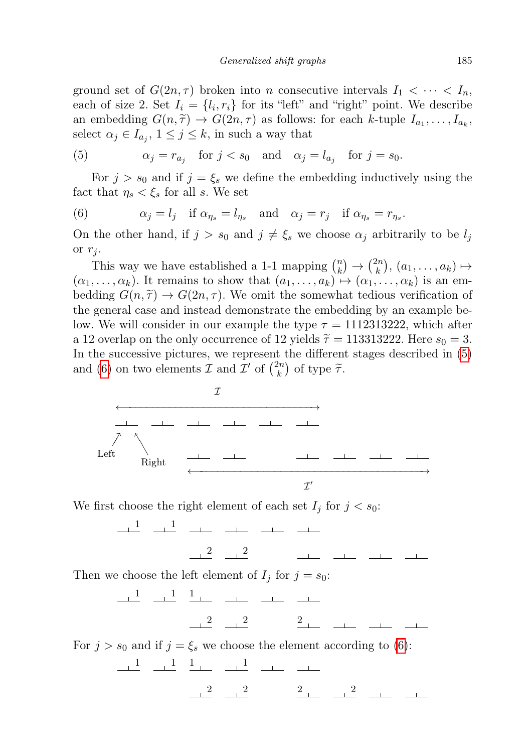ground set of $G(2n,\tau)$ broken into $n$ consecutive intervals $I_1 < \cdots < I_n$, each of size 2. Set $I_i = \{l_i, r_i\}$ for its "left" and "right" point. We describe an embedding $G(n,\widetilde{\tau}) \to G(2n,\tau)$ as follows: for each $k$-tuple $I_{a_1},\ldots,I_{a_k}$, select $\alpha_j \in I_{a_j}$, $1 \le j \le k$, in such a way that

$$\alpha_j = r_{a_j} \quad \text{for } j < s_0 \quad \text{and} \quad \alpha_j = l_{a_j} \quad \text{for } j = s_0. \tag{5}$$

For $j > s_0$ and if $j = \xi_s$ we define the embedding inductively using the fact that $\eta_s < \xi_s$ for all $s$. We set

$$\alpha_j = l_j \quad \text{if } \alpha_{\eta_s} = l_{\eta_s} \quad \text{and} \quad \alpha_j = r_j \quad \text{if } \alpha_{\eta_s} = r_{\eta_s}. \tag{6}$$

On the other hand, if $j > s_0$ and $j \neq \xi_s$ we choose $\alpha_j$ arbitrarily to be $l_j$ or $r_j$.

This way we have established a 1-1 mapping $\binom{n}{k} \to \binom{2n}{k}$, $(a_1,\ldots,a_k) \mapsto (\alpha_1,\ldots,\alpha_k)$. It remains to show that $(a_1,\ldots,a_k) \mapsto (\alpha_1,\ldots,\alpha_k)$ is an embedding $G(n,\widetilde{\tau}) \to G(2n,\tau)$. We omit the somewhat tedious verification of the general case and instead demonstrate the embedding by an example below. We will consider in our example the type $\tau = 1112313222$, which after a 12 overlap on the only occurrence of 12 yields $\widetilde{\tau} = 113313222$. Here $s_0 = 3$. In the successive pictures, we represent the different stages described in (5) and (6) on two elements $\mathcal{I}$ and $\mathcal{I}'$ of $\binom{2n}{k}$ of type $\widetilde{\tau}$.

```
                         I
      <------------------------------------------>
      __|__   __|__   __|__   __|__   __|__   __|__
      ↗     ↖
   Left      Right
                      __|__   __|__           __|__   __|__   __|__   __|__
                      <-------------------------------------------------->
                                                 I'
```

We first choose the right element of each set $I_j$ for $j < s_0$:

```
      __|_1   __|_1   __|__   __|__   __|__   __|__

                      __|_2   __|_2           __|__   __|__   __|__   __|__
```

Then we choose the left element of $I_j$ for $j = s_0$:

```
      __|_1   __|_1   1_|__   __|__   __|__   __|__

                      __|_2   __|_2           2_|__   __|__   __|__   __|__
```

For $j > s_0$ and if $j = \xi_s$ we choose the element according to (6):

```
      __|_1   __|_1   1_|__   __|_1   __|__   __|__

                      __|_2   __|_2           2_|__   __|_2   __|__   __|__
```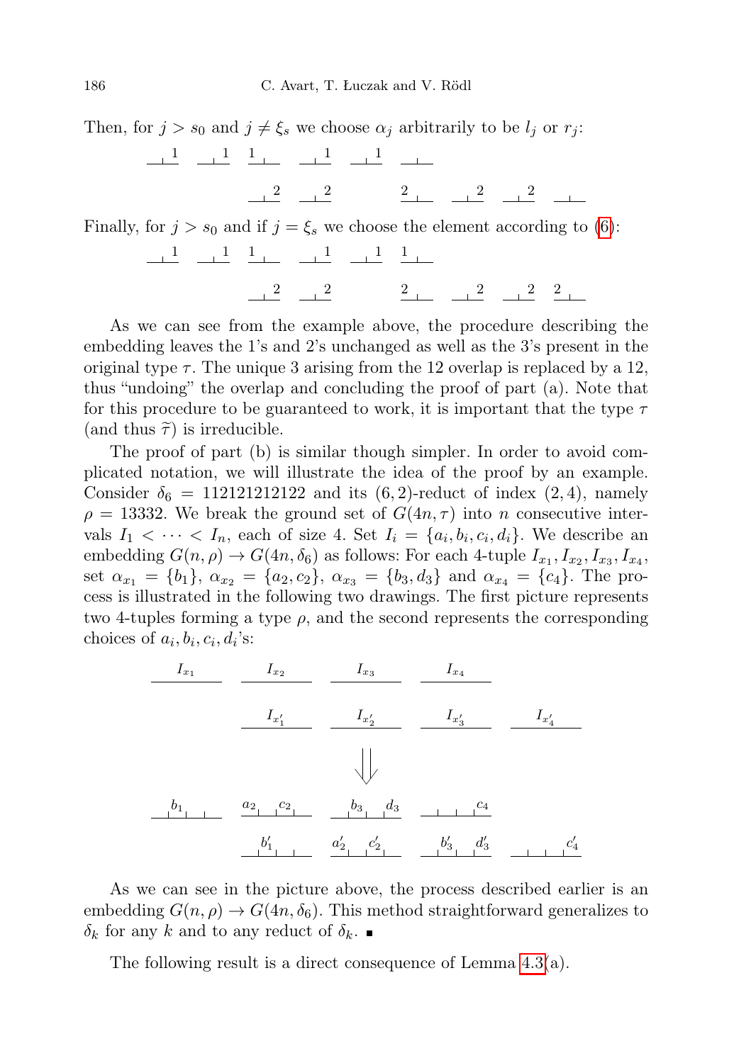Then, for $j > s_0$ and $j \neq \xi_s$ we choose $\alpha_j$ arbitrarily to be $l_j$ or $r_j$:

Finally, for $j > s_0$ and if $j = \xi_s$ we choose the element according to (6):

As we can see from the example above, the procedure describing the embedding leaves the 1's and 2's unchanged as well as the 3's present in the original type $\tau$. The unique 3 arising from the 12 overlap is replaced by a 12, thus "undoing" the overlap and concluding the proof of part (a). Note that for this procedure to be guaranteed to work, it is important that the type $\tau$ (and thus $\widetilde{\tau}$) is irreducible.

The proof of part (b) is similar though simpler. In order to avoid complicated notation, we will illustrate the idea of the proof by an example. Consider $\delta_6 = 112121212122$ and its $(6,2)$-reduct of index $(2,4)$, namely $\rho = 13332$. We break the ground set of $G(4n,\tau)$ into $n$ consecutive intervals $I_1 < \cdots < I_n$, each of size 4. Set $I_i = \{a_i, b_i, c_i, d_i\}$. We describe an embedding $G(n,\rho) \to G(4n,\delta_6)$ as follows: For each 4-tuple $I_{x_1}, I_{x_2}, I_{x_3}, I_{x_4}$, set $\alpha_{x_1} = \{b_1\}$, $\alpha_{x_2} = \{a_2, c_2\}$, $\alpha_{x_3} = \{b_3, d_3\}$ and $\alpha_{x_4} = \{c_4\}$. The process is illustrated in the following two drawings. The first picture represents two 4-tuples forming a type $\rho$, and the second represents the corresponding choices of $a_i, b_i, c_i, d_i$'s:

As we can see in the picture above, the process described earlier is an embedding $G(n,\rho) \to G(4n,\delta_6)$. This method straightforward generalizes to $\delta_k$ for any $k$ and to any reduct of $\delta_k$. ∎

The following result is a direct consequence of Lemma 4.3(a).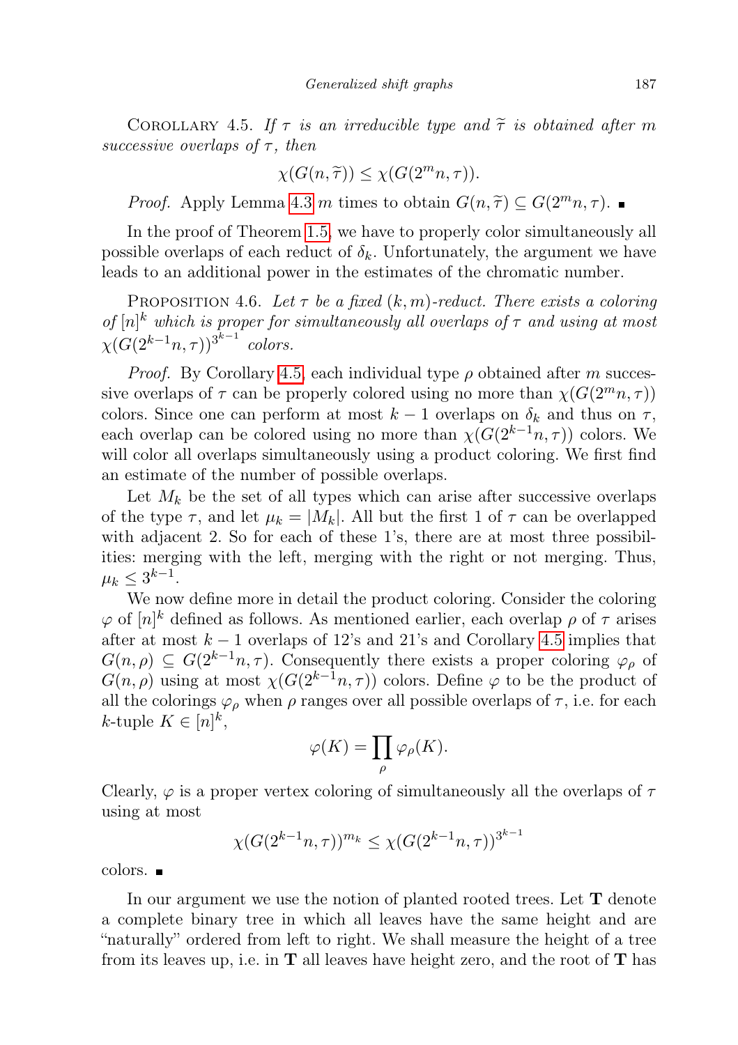Corollary 4.5. *If $\tau$ is an irreducible type and $\widetilde{\tau}$ is obtained after $m$ successive overlaps of $\tau$, then*

$$\chi(G(n, \widetilde{\tau})) \leq \chi(G(2^m n, \tau)).$$

*Proof.* Apply Lemma 4.3 $m$ times to obtain $G(n, \widetilde{\tau}) \subseteq G(2^m n, \tau)$. ∎

In the proof of Theorem 1.5, we have to properly color simultaneously all possible overlaps of each reduct of $\delta_k$. Unfortunately, the argument we have leads to an additional power in the estimates of the chromatic number.

Proposition 4.6. *Let $\tau$ be a fixed $(k, m)$-reduct. There exists a coloring of $[n]^k$ which is proper for simultaneously all overlaps of $\tau$ and using at most $\chi(G(2^{k-1}n, \tau))^{3^{k-1}}$ colors.*

*Proof.* By Corollary 4.5, each individual type $\rho$ obtained after $m$ successive overlaps of $\tau$ can be properly colored using no more than $\chi(G(2^m n, \tau))$ colors. Since one can perform at most $k-1$ overlaps on $\delta_k$ and thus on $\tau$, each overlap can be colored using no more than $\chi(G(2^{k-1}n, \tau))$ colors. We will color all overlaps simultaneously using a product coloring. We first find an estimate of the number of possible overlaps.

Let $M_k$ be the set of all types which can arise after successive overlaps of the type $\tau$, and let $\mu_k = |M_k|$. All but the first 1 of $\tau$ can be overlapped with adjacent 2. So for each of these 1's, there are at most three possibilities: merging with the left, merging with the right or not merging. Thus, $\mu_k \leq 3^{k-1}$.

We now define more in detail the product coloring. Consider the coloring $\varphi$ of $[n]^k$ defined as follows. As mentioned earlier, each overlap $\rho$ of $\tau$ arises after at most $k-1$ overlaps of 12's and 21's and Corollary 4.5 implies that $G(n, \rho) \subseteq G(2^{k-1}n, \tau)$. Consequently there exists a proper coloring $\varphi_\rho$ of $G(n, \rho)$ using at most $\chi(G(2^{k-1}n, \tau))$ colors. Define $\varphi$ to be the product of all the colorings $\varphi_\rho$ when $\rho$ ranges over all possible overlaps of $\tau$, i.e. for each $k$-tuple $K \in [n]^k$,

$$\varphi(K) = \prod_\rho \varphi_\rho(K).$$

Clearly, $\varphi$ is a proper vertex coloring of simultaneously all the overlaps of $\tau$ using at most

$$\chi(G(2^{k-1}n, \tau))^{m_k} \leq \chi(G(2^{k-1}n, \tau))^{3^{k-1}}$$

colors. ∎

In our argument we use the notion of planted rooted trees. Let $\mathbf{T}$ denote a complete binary tree in which all leaves have the same height and are "naturally" ordered from left to right. We shall measure the height of a tree from its leaves up, i.e. in $\mathbf{T}$ all leaves have height zero, and the root of $\mathbf{T}$ has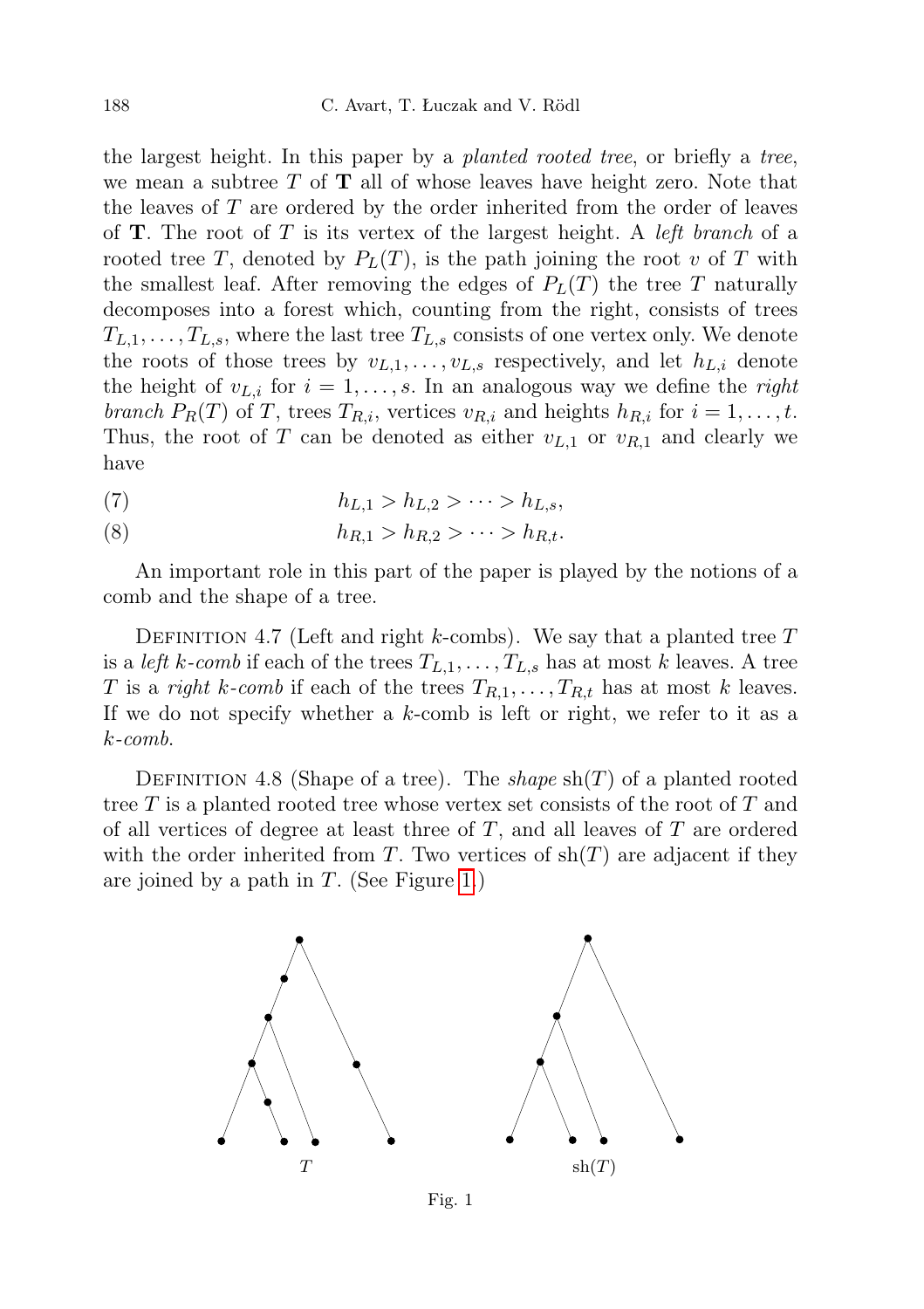the largest height. In this paper by a *planted rooted tree*, or briefly a *tree*, we mean a subtree $T$ of $\mathbf{T}$ all of whose leaves have height zero. Note that the leaves of $T$ are ordered by the order inherited from the order of leaves of $\mathbf{T}$. The root of $T$ is its vertex of the largest height. A *left branch* of a rooted tree $T$, denoted by $P_L(T)$, is the path joining the root $v$ of $T$ with the smallest leaf. After removing the edges of $P_L(T)$ the tree $T$ naturally decomposes into a forest which, counting from the right, consists of trees $T_{L,1}, \ldots, T_{L,s}$, where the last tree $T_{L,s}$ consists of one vertex only. We denote the roots of those trees by $v_{L,1}, \ldots, v_{L,s}$ respectively, and let $h_{L,i}$ denote the height of $v_{L,i}$ for $i = 1, \ldots, s$. In an analogous way we define the *right branch* $P_R(T)$ of $T$, trees $T_{R,i}$, vertices $v_{R,i}$ and heights $h_{R,i}$ for $i = 1, \ldots, t$. Thus, the root of $T$ can be denoted as either $v_{L,1}$ or $v_{R,1}$ and clearly we have

$$h_{L,1} > h_{L,2} > \cdots > h_{L,s}, \tag{7}$$

$$h_{R,1} > h_{R,2} > \cdots > h_{R,t}. \tag{8}$$

An important role in this part of the paper is played by the notions of a comb and the shape of a tree.

Definition 4.7 (Left and right $k$-combs). We say that a planted tree $T$ is a *left $k$-comb* if each of the trees $T_{L,1}, \ldots, T_{L,s}$ has at most $k$ leaves. A tree $T$ is a *right $k$-comb* if each of the trees $T_{R,1}, \ldots, T_{R,t}$ has at most $k$ leaves. If we do not specify whether a $k$-comb is left or right, we refer to it as a *$k$-comb*.

Definition 4.8 (Shape of a tree). The *shape* $\mathrm{sh}(T)$ of a planted rooted tree $T$ is a planted rooted tree whose vertex set consists of the root of $T$ and of all vertices of degree at least three of $T$, and all leaves of $T$ are ordered with the order inherited from $T$. Two vertices of $\mathrm{sh}(T)$ are adjacent if they are joined by a path in $T$. (See Figure 1.)

$T$ $\qquad$ $\mathrm{sh}(T)$

Fig. 1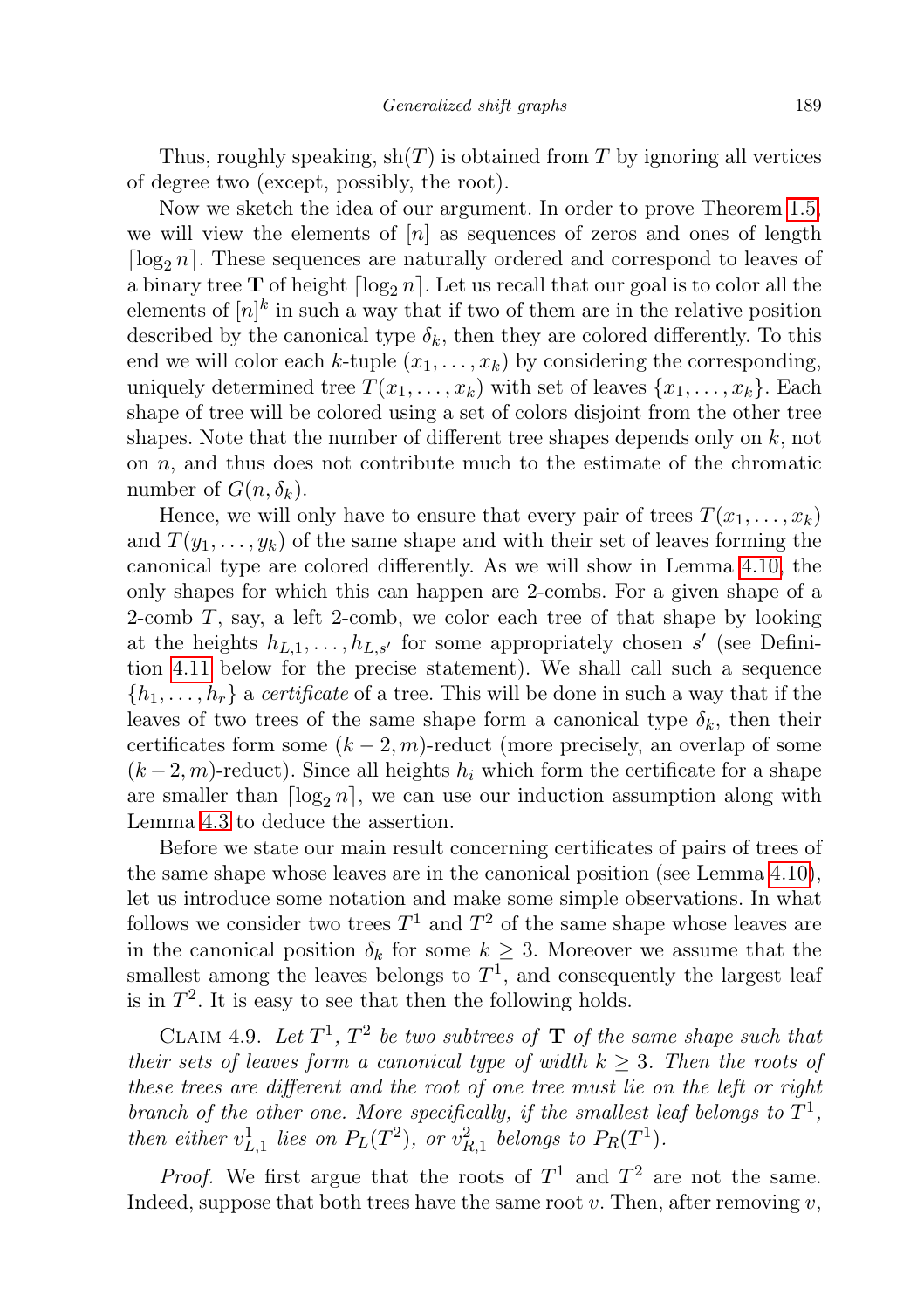Thus, roughly speaking, $\mathrm{sh}(T)$ is obtained from $T$ by ignoring all vertices of degree two (except, possibly, the root).

Now we sketch the idea of our argument. In order to prove Theorem 1.5, we will view the elements of $[n]$ as sequences of zeros and ones of length $\lceil \log_2 n \rceil$. These sequences are naturally ordered and correspond to leaves of a binary tree $\mathbf{T}$ of height $\lceil \log_2 n \rceil$. Let us recall that our goal is to color all the elements of $[n]^k$ in such a way that if two of them are in the relative position described by the canonical type $\delta_k$, then they are colored differently. To this end we will color each $k$-tuple $(x_1, \ldots, x_k)$ by considering the corresponding, uniquely determined tree $T(x_1, \ldots, x_k)$ with set of leaves $\{x_1, \ldots, x_k\}$. Each shape of tree will be colored using a set of colors disjoint from the other tree shapes. Note that the number of different tree shapes depends only on $k$, not on $n$, and thus does not contribute much to the estimate of the chromatic number of $G(n, \delta_k)$.

Hence, we will only have to ensure that every pair of trees $T(x_1, \ldots, x_k)$ and $T(y_1, \ldots, y_k)$ of the same shape and with their set of leaves forming the canonical type are colored differently. As we will show in Lemma 4.10, the only shapes for which this can happen are 2-combs. For a given shape of a 2-comb $T$, say, a left 2-comb, we color each tree of that shape by looking at the heights $h_{L,1}, \ldots, h_{L,s'}$ for some appropriately chosen $s'$ (see Definition 4.11 below for the precise statement). We shall call such a sequence $\{h_1, \ldots, h_r\}$ a *certificate* of a tree. This will be done in such a way that if the leaves of two trees of the same shape form a canonical type $\delta_k$, then their certificates form some $(k-2, m)$-reduct (more precisely, an overlap of some $(k-2, m)$-reduct). Since all heights $h_i$ which form the certificate for a shape are smaller than $\lceil \log_2 n \rceil$, we can use our induction assumption along with Lemma 4.3 to deduce the assertion.

Before we state our main result concerning certificates of pairs of trees of the same shape whose leaves are in the canonical position (see Lemma 4.10), let us introduce some notation and make some simple observations. In what follows we consider two trees $T^1$ and $T^2$ of the same shape whose leaves are in the canonical position $\delta_k$ for some $k \geq 3$. Moreover we assume that the smallest among the leaves belongs to $T^1$, and consequently the largest leaf is in $T^2$. It is easy to see that then the following holds.

Claim 4.9. *Let $T^1$, $T^2$ be two subtrees of $\mathbf{T}$ of the same shape such that their sets of leaves form a canonical type of width $k \geq 3$. Then the roots of these trees are different and the root of one tree must lie on the left or right branch of the other one. More specifically, if the smallest leaf belongs to $T^1$, then either $v^1_{L,1}$ lies on $P_L(T^2)$, or $v^2_{R,1}$ belongs to $P_R(T^1)$.*

*Proof.* We first argue that the roots of $T^1$ and $T^2$ are not the same. Indeed, suppose that both trees have the same root $v$. Then, after removing $v$,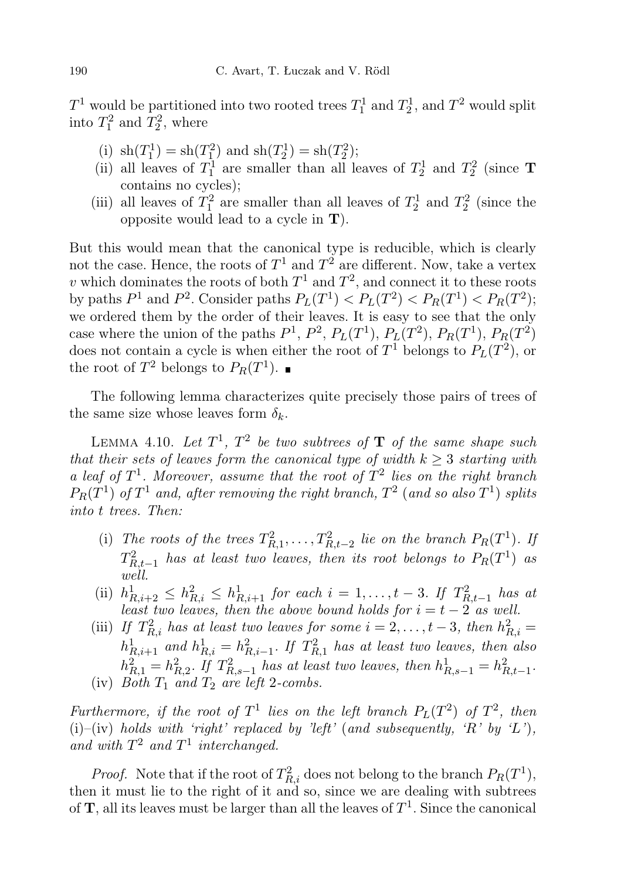$T^1$ would be partitioned into two rooted trees $T_1^1$ and $T_2^1$, and $T^2$ would split into $T_1^2$ and $T_2^2$, where

(i) $\mathrm{sh}(T_1^1) = \mathrm{sh}(T_1^2)$ and $\mathrm{sh}(T_2^1) = \mathrm{sh}(T_2^2)$;

(ii) all leaves of $T_1^1$ are smaller than all leaves of $T_2^1$ and $T_2^2$ (since $\mathbf{T}$ contains no cycles);

(iii) all leaves of $T_1^2$ are smaller than all leaves of $T_2^1$ and $T_2^2$ (since the opposite would lead to a cycle in $\mathbf{T}$).

But this would mean that the canonical type is reducible, which is clearly not the case. Hence, the roots of $T^1$ and $T^2$ are different. Now, take a vertex $v$ which dominates the roots of both $T^1$ and $T^2$, and connect it to these roots by paths $P^1$ and $P^2$. Consider paths $P_L(T^1) < P_L(T^2) < P_R(T^1) < P_R(T^2)$; we ordered them by the order of their leaves. It is easy to see that the only case where the union of the paths $P^1$, $P^2$, $P_L(T^1)$, $P_L(T^2)$, $P_R(T^1)$, $P_R(T^2)$ does not contain a cycle is when either the root of $T^1$ belongs to $P_L(T^2)$, or the root of $T^2$ belongs to $P_R(T^1)$. ■

The following lemma characterizes quite precisely those pairs of trees of the same size whose leaves form $\delta_k$.

Lemma 4.10. *Let $T^1$, $T^2$ be two subtrees of $\mathbf{T}$ of the same shape such that their sets of leaves form the canonical type of width $k \geq 3$ starting with a leaf of $T^1$. Moreover, assume that the root of $T^2$ lies on the right branch $P_R(T^1)$ of $T^1$ and, after removing the right branch, $T^2$ (and so also $T^1$) splits into $t$ trees. Then:*

(i) *The roots of the trees $T_{R,1}^2, \ldots, T_{R,t-2}^2$ lie on the branch $P_R(T^1)$. If $T_{R,t-1}^2$ has at least two leaves, then its root belongs to $P_R(T^1)$ as well.*

(ii) *$h_{R,i+2}^1 \leq h_{R,i}^2 \leq h_{R,i+1}^1$ for each $i = 1, \ldots, t-3$. If $T_{R,t-1}^2$ has at least two leaves, then the above bound holds for $i = t-2$ as well.*

(iii) *If $T_{R,i}^2$ has at least two leaves for some $i = 2, \ldots, t-3$, then $h_{R,i}^2 = h_{R,i+1}^1$ and $h_{R,i}^1 = h_{R,i-1}^2$. If $T_{R,1}^2$ has at least two leaves, then also $h_{R,1}^2 = h_{R,2}^2$. If $T_{R,s-1}^2$ has at least two leaves, then $h_{R,s-1}^1 = h_{R,t-1}^2$.*

(iv) *Both $T_1$ and $T_2$ are left 2-combs.*

*Furthermore, if the root of $T^1$ lies on the left branch $P_L(T^2)$ of $T^2$, then* (i)–(iv) *holds with 'right' replaced by 'left'* (*and subsequently, 'R' by 'L'*), *and with $T^2$ and $T^1$ interchanged.*

*Proof.* Note that if the root of $T_{R,i}^2$ does not belong to the branch $P_R(T^1)$, then it must lie to the right of it and so, since we are dealing with subtrees of $\mathbf{T}$, all its leaves must be larger than all the leaves of $T^1$. Since the canonical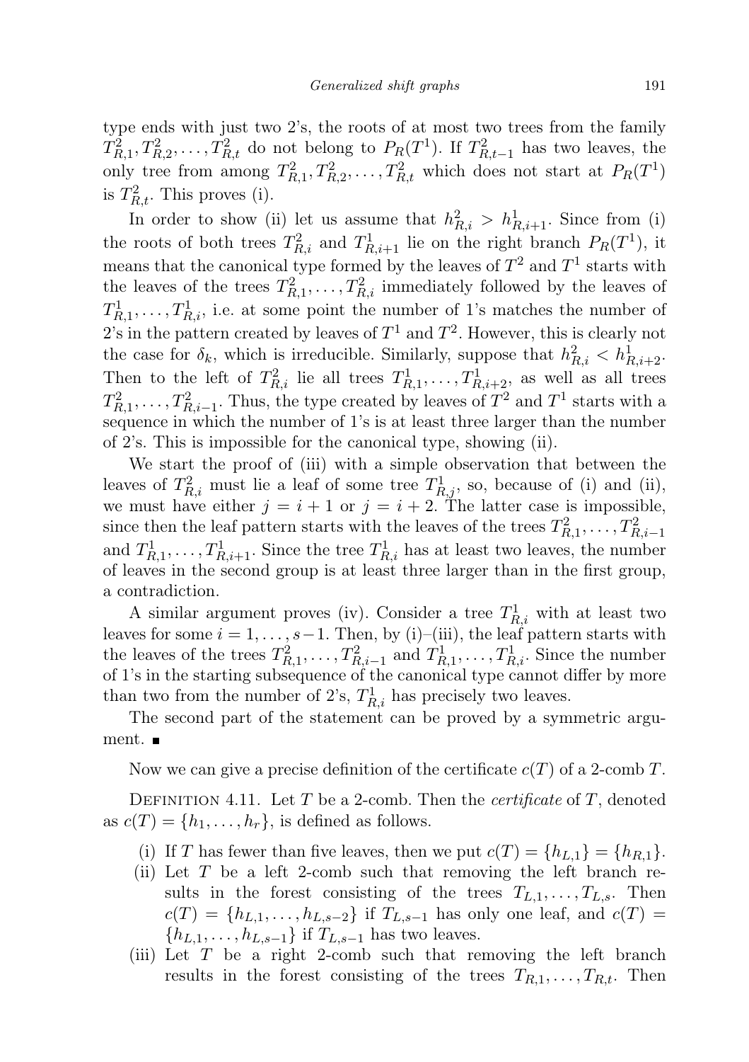type ends with just two 2's, the roots of at most two trees from the family $T^2_{R,1}, T^2_{R,2}, \ldots, T^2_{R,t}$ do not belong to $P_R(T^1)$. If $T^2_{R,t-1}$ has two leaves, the only tree from among $T^2_{R,1}, T^2_{R,2}, \ldots, T^2_{R,t}$ which does not start at $P_R(T^1)$ is $T^2_{R,t}$. This proves (i).

In order to show (ii) let us assume that $h^2_{R,i} > h^1_{R,i+1}$. Since from (i) the roots of both trees $T^2_{R,i}$ and $T^1_{R,i+1}$ lie on the right branch $P_R(T^1)$, it means that the canonical type formed by the leaves of $T^2$ and $T^1$ starts with the leaves of the trees $T^2_{R,1}, \ldots, T^2_{R,i}$ immediately followed by the leaves of $T^1_{R,1}, \ldots, T^1_{R,i}$, i.e. at some point the number of 1's matches the number of 2's in the pattern created by leaves of $T^1$ and $T^2$. However, this is clearly not the case for $\delta_k$, which is irreducible. Similarly, suppose that $h^2_{R,i} < h^1_{R,i+2}$. Then to the left of $T^2_{R,i}$ lie all trees $T^1_{R,1}, \ldots, T^1_{R,i+2}$, as well as all trees $T^2_{R,1}, \ldots, T^2_{R,i-1}$. Thus, the type created by leaves of $T^2$ and $T^1$ starts with a sequence in which the number of 1's is at least three larger than the number of 2's. This is impossible for the canonical type, showing (ii).

We start the proof of (iii) with a simple observation that between the leaves of $T^2_{R,i}$ must lie a leaf of some tree $T^1_{R,j}$, so, because of (i) and (ii), we must have either $j = i+1$ or $j = i+2$. The latter case is impossible, since then the leaf pattern starts with the leaves of the trees $T^2_{R,1}, \ldots, T^2_{R,i-1}$ and $T^1_{R,1}, \ldots, T^1_{R,i+1}$. Since the tree $T^1_{R,i}$ has at least two leaves, the number of leaves in the second group is at least three larger than in the first group, a contradiction.

A similar argument proves (iv). Consider a tree $T^1_{R,i}$ with at least two leaves for some $i = 1, \ldots, s-1$. Then, by (i)–(iii), the leaf pattern starts with the leaves of the trees $T^2_{R,1}, \ldots, T^2_{R,i-1}$ and $T^1_{R,1}, \ldots, T^1_{R,i}$. Since the number of 1's in the starting subsequence of the canonical type cannot differ by more than two from the number of 2's, $T^1_{R,i}$ has precisely two leaves.

The second part of the statement can be proved by a symmetric argument. ∎

Now we can give a precise definition of the certificate $c(T)$ of a 2-comb $T$.

Definition 4.11. Let $T$ be a 2-comb. Then the *certificate* of $T$, denoted as $c(T) = \{h_1, \ldots, h_r\}$, is defined as follows.

(i) If $T$ has fewer than five leaves, then we put $c(T) = \{h_{L,1}\} = \{h_{R,1}\}$.

(ii) Let $T$ be a left 2-comb such that removing the left branch results in the forest consisting of the trees $T_{L,1}, \ldots, T_{L,s}$. Then $c(T) = \{h_{L,1}, \ldots, h_{L,s-2}\}$ if $T_{L,s-1}$ has only one leaf, and $c(T) = \{h_{L,1}, \ldots, h_{L,s-1}\}$ if $T_{L,s-1}$ has two leaves.

(iii) Let $T$ be a right 2-comb such that removing the left branch results in the forest consisting of the trees $T_{R,1}, \ldots, T_{R,t}$. Then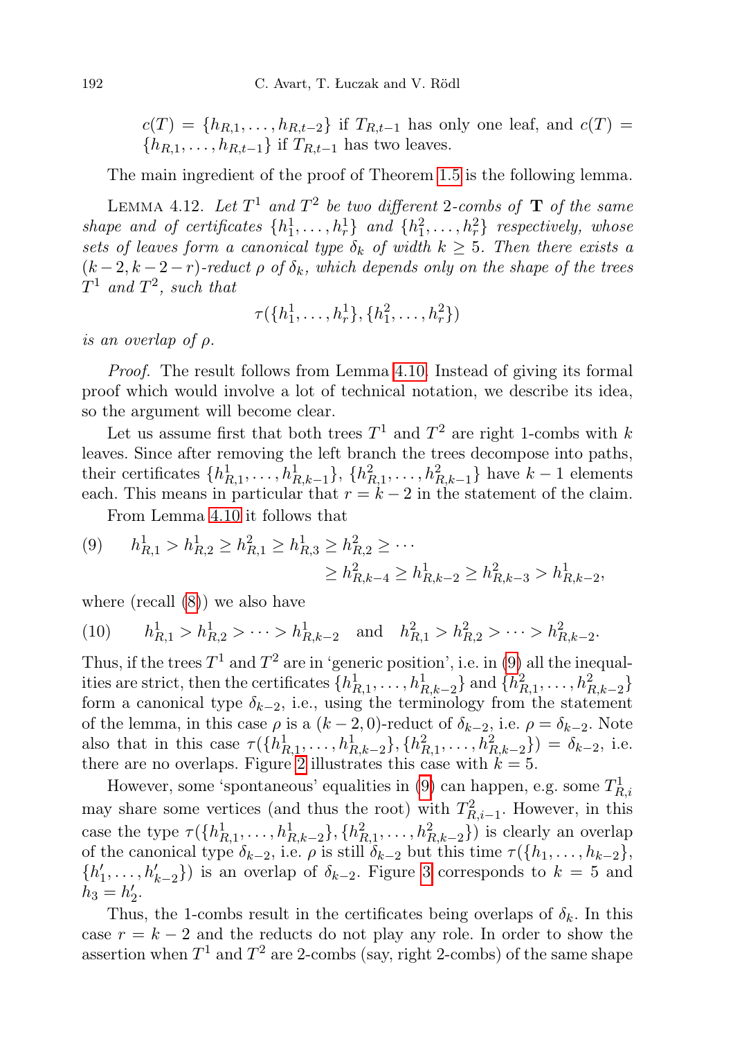$c(T) = \{h_{R,1}, \ldots, h_{R,t-2}\}$ if $T_{R,t-1}$ has only one leaf, and $c(T) = \{h_{R,1}, \ldots, h_{R,t-1}\}$ if $T_{R,t-1}$ has two leaves.

The main ingredient of the proof of Theorem 1.5 is the following lemma.

LEMMA 4.12. *Let $T^1$ and $T^2$ be two different 2-combs of $\mathbf{T}$ of the same shape and of certificates $\{h^1_1, \ldots, h^1_r\}$ and $\{h^2_1, \ldots, h^2_r\}$ respectively, whose sets of leaves form a canonical type $\delta_k$ of width $k \geq 5$. Then there exists a $(k-2, k-2-r)$-reduct $\rho$ of $\delta_k$, which depends only on the shape of the trees $T^1$ and $T^2$, such that*

$$\tau(\{h^1_1, \ldots, h^1_r\}, \{h^2_1, \ldots, h^2_r\})$$

*is an overlap of $\rho$.*

*Proof.* The result follows from Lemma 4.10. Instead of giving its formal proof which would involve a lot of technical notation, we describe its idea, so the argument will become clear.

Let us assume first that both trees $T^1$ and $T^2$ are right 1-combs with $k$ leaves. Since after removing the left branch the trees decompose into paths, their certificates $\{h^1_{R,1}, \ldots, h^1_{R,k-1}\}$, $\{h^2_{R,1}, \ldots, h^2_{R,k-1}\}$ have $k-1$ elements each. This means in particular that $r = k-2$ in the statement of the claim.

From Lemma 4.10 it follows that

$$(9) \qquad h^1_{R,1} > h^1_{R,2} \geq h^2_{R,1} \geq h^1_{R,3} \geq h^2_{R,2} \geq \cdots \\ \geq h^2_{R,k-4} \geq h^1_{R,k-2} \geq h^2_{R,k-3} > h^1_{R,k-2},$$

where (recall (8)) we also have

$$(10) \qquad h^1_{R,1} > h^1_{R,2} > \cdots > h^1_{R,k-2} \quad \text{and} \quad h^2_{R,1} > h^2_{R,2} > \cdots > h^2_{R,k-2}.$$

Thus, if the trees $T^1$ and $T^2$ are in 'generic position', i.e. in (9) all the inequalities are strict, then the certificates $\{h^1_{R,1}, \ldots, h^1_{R,k-2}\}$ and $\{h^2_{R,1}, \ldots, h^2_{R,k-2}\}$ form a canonical type $\delta_{k-2}$, i.e., using the terminology from the statement of the lemma, in this case $\rho$ is a $(k-2, 0)$-reduct of $\delta_{k-2}$, i.e. $\rho = \delta_{k-2}$. Note also that in this case $\tau(\{h^1_{R,1}, \ldots, h^1_{R,k-2}\}, \{h^2_{R,1}, \ldots, h^2_{R,k-2}\}) = \delta_{k-2}$, i.e. there are no overlaps. Figure 2 illustrates this case with $k = 5$.

However, some 'spontaneous' equalities in (9) can happen, e.g. some $T^1_{R,i}$ may share some vertices (and thus the root) with $T^2_{R,i-1}$. However, in this case the type $\tau(\{h^1_{R,1}, \ldots, h^1_{R,k-2}\}, \{h^2_{R,1}, \ldots, h^2_{R,k-2}\})$ is clearly an overlap of the canonical type $\delta_{k-2}$, i.e. $\rho$ is still $\delta_{k-2}$ but this time $\tau(\{h_1, \ldots, h_{k-2}\}, \{h'_1, \ldots, h'_{k-2}\})$ is an overlap of $\delta_{k-2}$. Figure 3 corresponds to $k = 5$ and $h_3 = h'_2$.

Thus, the 1-combs result in the certificates being overlaps of $\delta_k$. In this case $r = k-2$ and the reducts do not play any role. In order to show the assertion when $T^1$ and $T^2$ are 2-combs (say, right 2-combs) of the same shape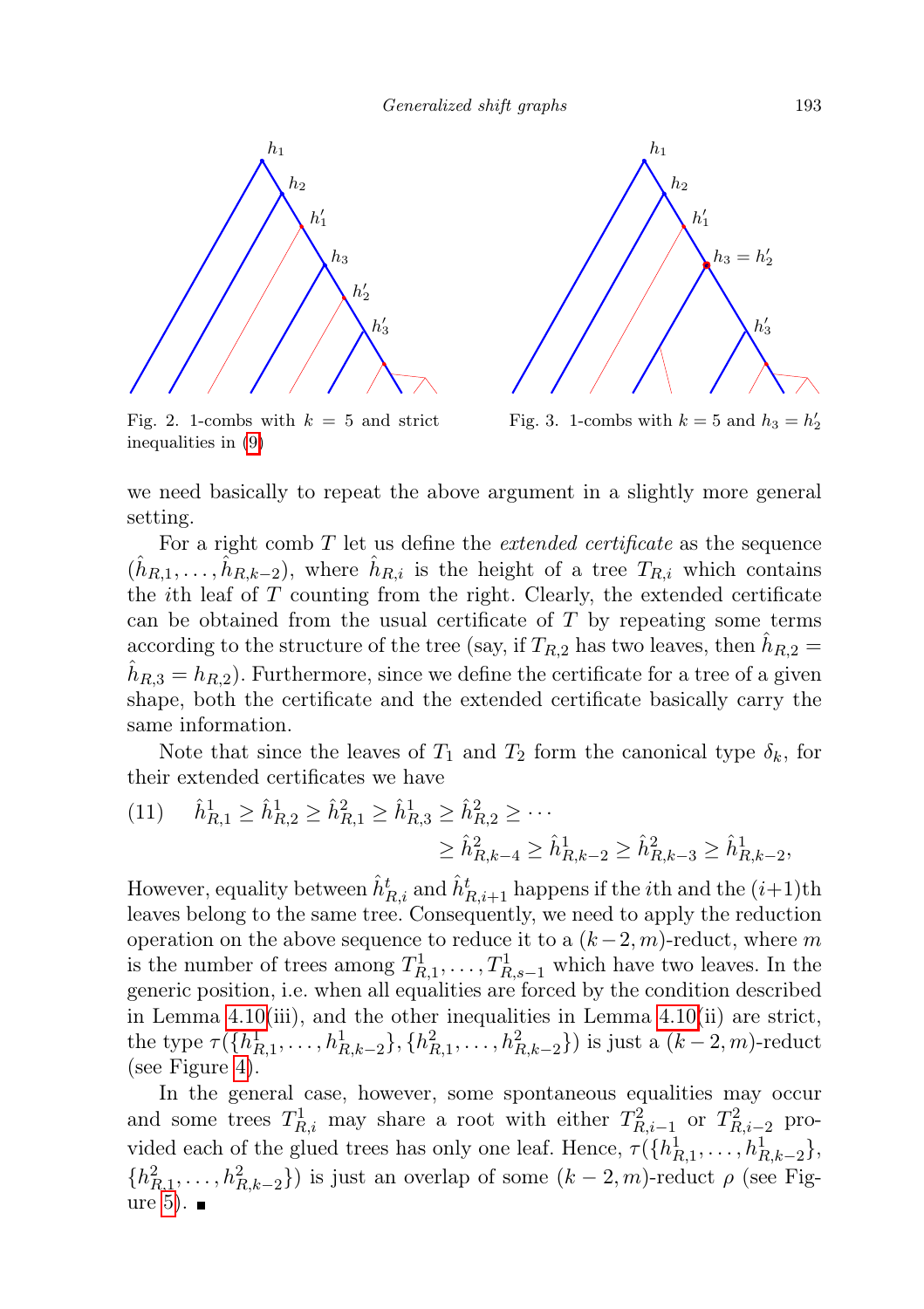Fig. 2. 1-combs with $k = 5$ and strict inequalities in (9)

Fig. 3. 1-combs with $k = 5$ and $h_3 = h'_2$

we need basically to repeat the above argument in a slightly more general setting.

For a right comb $T$ let us define the *extended certificate* as the sequence $(\hat{h}_{R,1}, \ldots, \hat{h}_{R,k-2})$, where $\hat{h}_{R,i}$ is the height of a tree $T_{R,i}$ which contains the $i$th leaf of $T$ counting from the right. Clearly, the extended certificate can be obtained from the usual certificate of $T$ by repeating some terms according to the structure of the tree (say, if $T_{R,2}$ has two leaves, then $\hat{h}_{R,2} = \hat{h}_{R,3} = h_{R,2}$). Furthermore, since we define the certificate for a tree of a given shape, both the certificate and the extended certificate basically carry the same information.

Note that since the leaves of $T_1$ and $T_2$ form the canonical type $\delta_k$, for their extended certificates we have

$$
(11) \qquad \hat{h}^1_{R,1} \geq \hat{h}^1_{R,2} \geq \hat{h}^2_{R,1} \geq \hat{h}^1_{R,3} \geq \hat{h}^2_{R,2} \geq \cdots \\
\geq \hat{h}^2_{R,k-4} \geq \hat{h}^1_{R,k-2} \geq \hat{h}^2_{R,k-3} \geq \hat{h}^1_{R,k-2},
$$

However, equality between $\hat{h}^t_{R,i}$ and $\hat{h}^t_{R,i+1}$ happens if the $i$th and the $(i+1)$th leaves belong to the same tree. Consequently, we need to apply the reduction operation on the above sequence to reduce it to a $(k-2, m)$-reduct, where $m$ is the number of trees among $T^1_{R,1}, \ldots, T^1_{R,s-1}$ which have two leaves. In the generic position, i.e. when all equalities are forced by the condition described in Lemma 4.10(iii), and the other inequalities in Lemma 4.10(ii) are strict, the type $\tau(\{h^1_{R,1}, \ldots, h^1_{R,k-2}\}, \{h^2_{R,1}, \ldots, h^2_{R,k-2}\})$ is just a $(k-2, m)$-reduct (see Figure 4).

In the general case, however, some spontaneous equalities may occur and some trees $T^1_{R,i}$ may share a root with either $T^2_{R,i-1}$ or $T^2_{R,i-2}$ provided each of the glued trees has only one leaf. Hence, $\tau(\{h^1_{R,1}, \ldots, h^1_{R,k-2}\}, \{h^2_{R,1}, \ldots, h^2_{R,k-2}\})$ is just an overlap of some $(k-2, m)$-reduct $\rho$ (see Figure 5). ∎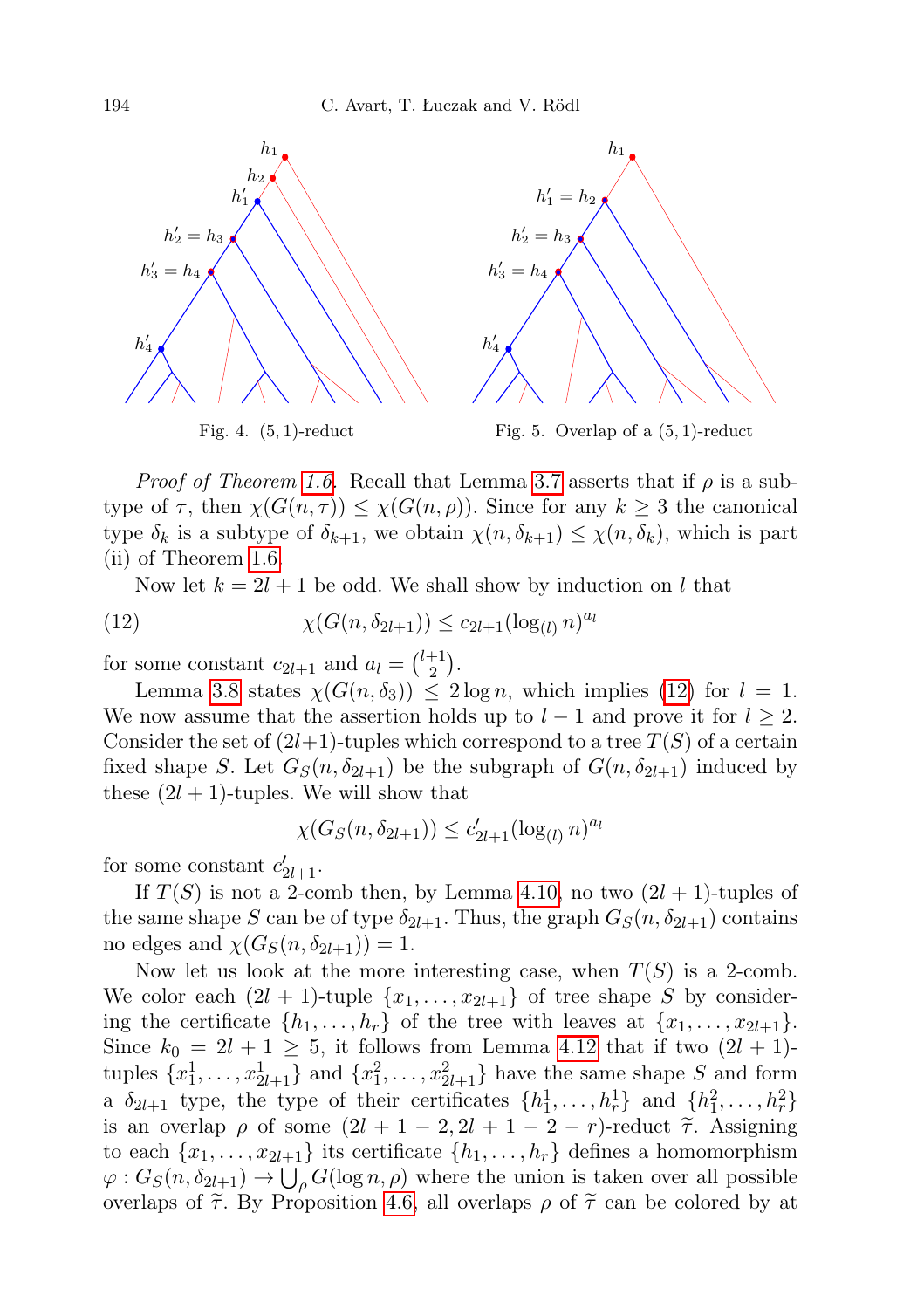Fig. 4. $(5,1)$-reduct

Fig. 5. Overlap of a $(5,1)$-reduct

*Proof of Theorem 1.6*. Recall that Lemma 3.7 asserts that if $\rho$ is a subtype of $\tau$, then $\chi(G(n,\tau)) \le \chi(G(n,\rho))$. Since for any $k \ge 3$ the canonical type $\delta_k$ is a subtype of $\delta_{k+1}$, we obtain $\chi(n,\delta_{k+1}) \le \chi(n,\delta_k)$, which is part (ii) of Theorem 1.6.

Now let $k = 2l+1$ be odd. We shall show by induction on $l$ that

$$\chi(G(n,\delta_{2l+1})) \le c_{2l+1}(\log_{(l)} n)^{a_l} \tag{12}$$

for some constant $c_{2l+1}$ and $a_l = \binom{l+1}{2}$.

Lemma 3.8 states $\chi(G(n,\delta_3)) \le 2\log n$, which implies (12) for $l = 1$. We now assume that the assertion holds up to $l-1$ and prove it for $l \ge 2$. Consider the set of $(2l+1)$-tuples which correspond to a tree $T(S)$ of a certain fixed shape $S$. Let $G_S(n,\delta_{2l+1})$ be the subgraph of $G(n,\delta_{2l+1})$ induced by these $(2l+1)$-tuples. We will show that

$$\chi(G_S(n,\delta_{2l+1})) \le c'_{2l+1}(\log_{(l)} n)^{a_l}$$

for some constant $c'_{2l+1}$.

If $T(S)$ is not a 2-comb then, by Lemma 4.10, no two $(2l+1)$-tuples of the same shape $S$ can be of type $\delta_{2l+1}$. Thus, the graph $G_S(n,\delta_{2l+1})$ contains no edges and $\chi(G_S(n,\delta_{2l+1})) = 1$.

Now let us look at the more interesting case, when $T(S)$ is a 2-comb. We color each $(2l+1)$-tuple $\{x_1,\ldots,x_{2l+1}\}$ of tree shape $S$ by considering the certificate $\{h_1,\ldots,h_r\}$ of the tree with leaves at $\{x_1,\ldots,x_{2l+1}\}$. Since $k_0 = 2l+1 \ge 5$, it follows from Lemma 4.12 that if two $(2l+1)$-tuples $\{x_1^1,\ldots,x_{2l+1}^1\}$ and $\{x_1^2,\ldots,x_{2l+1}^2\}$ have the same shape $S$ and form a $\delta_{2l+1}$ type, the type of their certificates $\{h_1^1,\ldots,h_r^1\}$ and $\{h_1^2,\ldots,h_r^2\}$ is an overlap $\rho$ of some $(2l+1-2, 2l+1-2-r)$-reduct $\widetilde{\tau}$. Assigning to each $\{x_1,\ldots,x_{2l+1}\}$ its certificate $\{h_1,\ldots,h_r\}$ defines a homomorphism $\varphi : G_S(n,\delta_{2l+1}) \to \bigcup_\rho G(\log n,\rho)$ where the union is taken over all possible overlaps of $\widetilde{\tau}$. By Proposition 4.6, all overlaps $\rho$ of $\widetilde{\tau}$ can be colored by at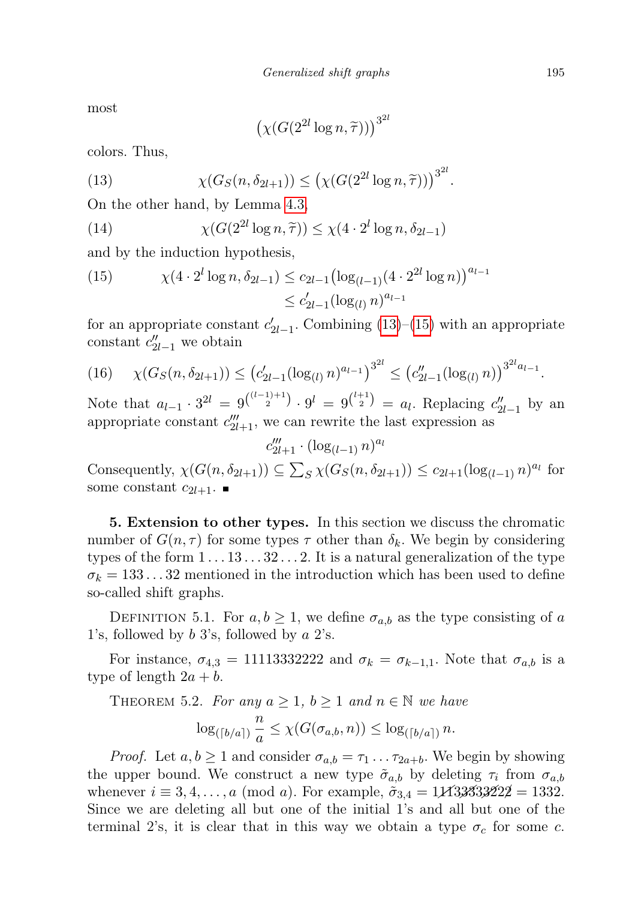most

$$\left(\chi(G(2^{2l}\log n, \widetilde{\tau}))\right)^{3^{2l}}$$

colors. Thus,

$$\chi(G_S(n, \delta_{2l+1})) \le \left(\chi(G(2^{2l}\log n, \widetilde{\tau}))\right)^{3^{2l}}. \tag{13}$$

On the other hand, by Lemma 4.3,

$$\chi(G(2^{2l}\log n, \widetilde{\tau})) \le \chi(4\cdot 2^{l}\log n, \delta_{2l-1}) \tag{14}$$

and by the induction hypothesis,

$$\begin{aligned} \chi(4\cdot 2^{l}\log n, \delta_{2l-1}) &\le c_{2l-1}\big(\log_{(l-1)}(4\cdot 2^{2l}\log n)\big)^{a_{l-1}} \\ &\le c'_{2l-1}(\log_{(l)} n)^{a_{l-1}} \end{aligned} \tag{15}$$

for an appropriate constant $c'_{2l-1}$. Combining (13)–(15) with an appropriate constant $c''_{2l-1}$ we obtain

$$\chi(G_S(n, \delta_{2l+1})) \le \left(c'_{2l-1}(\log_{(l)} n)^{a_{l-1}}\right)^{3^{2l}} \le \left(c''_{2l-1}(\log_{(l)} n)\right)^{3^{2l}a_{l-1}}. \tag{16}$$

Note that $a_{l-1}\cdot 3^{2l} = 9^{\binom{(l-1)+1}{2}}\cdot 9^{l} = 9^{\binom{l+1}{2}} = a_l$. Replacing $c''_{2l-1}$ by an appropriate constant $c'''_{2l+1}$, we can rewrite the last expression as

$$c'''_{2l+1}\cdot(\log_{(l-1)} n)^{a_l}$$

Consequently, $\chi(G(n, \delta_{2l+1})) \subseteq \sum_S \chi(G_S(n, \delta_{2l+1})) \le c_{2l+1}(\log_{(l-1)} n)^{a_l}$ for some constant $c_{2l+1}$. ∎

**5. Extension to other types.** In this section we discuss the chromatic number of $G(n,\tau)$ for some types $\tau$ other than $\delta_k$. We begin by considering types of the form $1\ldots13\ldots32\ldots2$. It is a natural generalization of the type $\sigma_k = 133\ldots32$ mentioned in the introduction which has been used to define so-called shift graphs.

Definition 5.1. For $a, b \ge 1$, we define $\sigma_{a,b}$ as the type consisting of $a$ 1's, followed by $b$ 3's, followed by $a$ 2's.

For instance, $\sigma_{4,3} = 11113332222$ and $\sigma_k = \sigma_{k-1,1}$. Note that $\sigma_{a,b}$ is a type of length $2a+b$.

Theorem 5.2. *For any $a \ge 1$, $b \ge 1$ and $n \in \mathbb{N}$ we have*

$$\log_{(\lceil b/a\rceil)}\frac{n}{a} \le \chi(G(\sigma_{a,b}, n)) \le \log_{(\lceil b/a\rceil)} n.$$

*Proof.* Let $a, b \ge 1$ and consider $\sigma_{a,b} = \tau_1\ldots\tau_{2a+b}$. We begin by showing the upper bound. We construct a new type $\tilde{\sigma}_{a,b}$ by deleting $\tau_i$ from $\sigma_{a,b}$ whenever $i \equiv 3, 4, \ldots, a \pmod a$. For example, $\tilde{\sigma}_{3,4} = 1\not{1}13\not{3}\not{3}3\not{2}2\not{2} = 1332$. Since we are deleting all but one of the initial 1's and all but one of the terminal 2's, it is clear that in this way we obtain a type $\sigma_c$ for some $c$.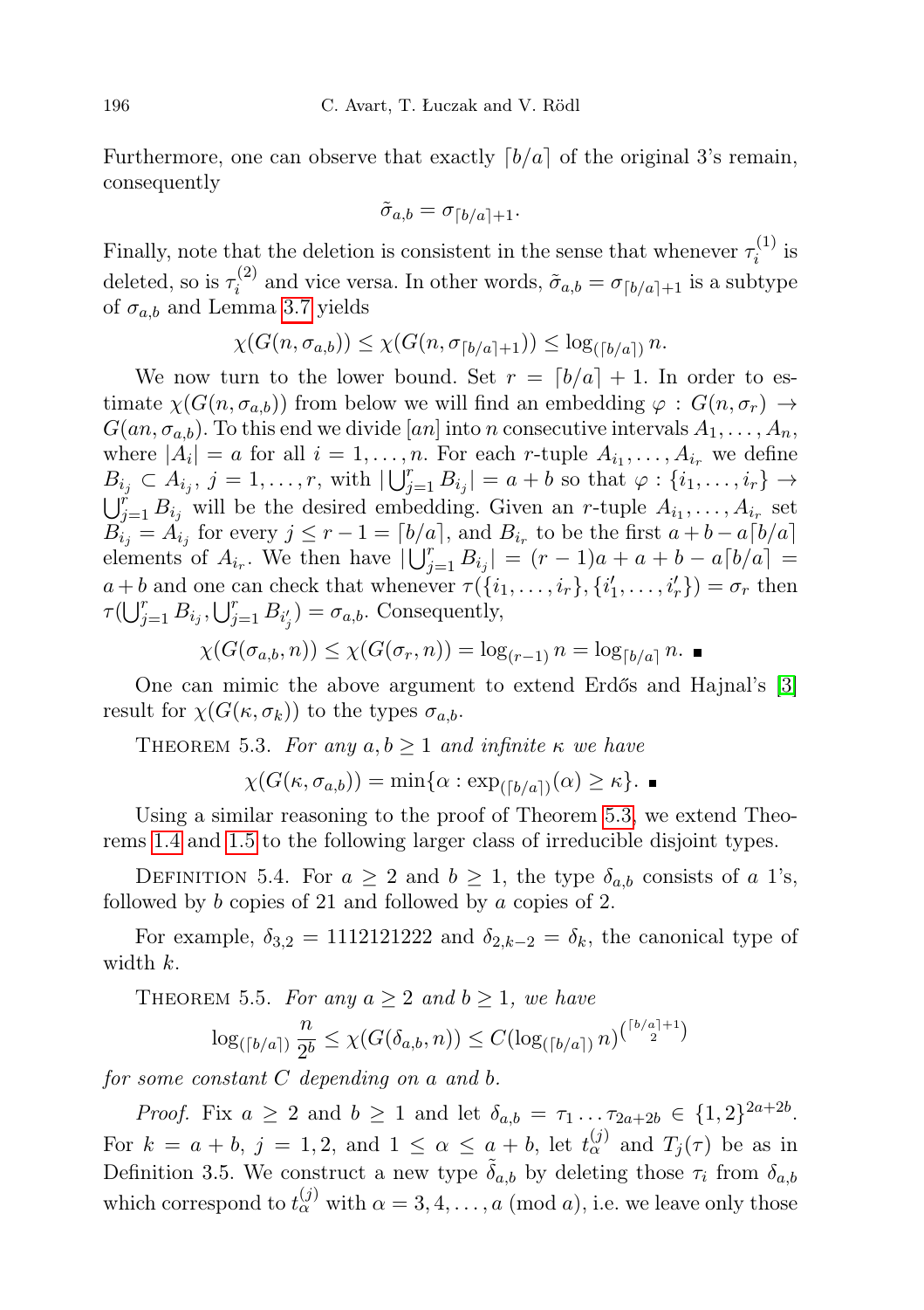Furthermore, one can observe that exactly $\lceil b/a \rceil$ of the original 3's remain, consequently

$$\tilde{\sigma}_{a,b} = \sigma_{\lceil b/a \rceil + 1}.$$

Finally, note that the deletion is consistent in the sense that whenever $\tau_i^{(1)}$ is deleted, so is $\tau_i^{(2)}$ and vice versa. In other words, $\tilde{\sigma}_{a,b} = \sigma_{\lceil b/a \rceil + 1}$ is a subtype of $\sigma_{a,b}$ and Lemma 3.7 yields

$$\chi(G(n, \sigma_{a,b})) \leq \chi(G(n, \sigma_{\lceil b/a \rceil + 1})) \leq \log_{(\lceil b/a \rceil)} n.$$

We now turn to the lower bound. Set $r = \lceil b/a \rceil + 1$. In order to estimate $\chi(G(n, \sigma_{a,b}))$ from below we will find an embedding $\varphi : G(n, \sigma_r) \to G(an, \sigma_{a,b})$. To this end we divide $[an]$ into $n$ consecutive intervals $A_1, \dots, A_n$, where $|A_i| = a$ for all $i = 1, \dots, n$. For each $r$-tuple $A_{i_1}, \dots, A_{i_r}$ we define $B_{i_j} \subset A_{i_j}$, $j = 1, \dots, r$, with $|\bigcup_{j=1}^r B_{i_j}| = a + b$ so that $\varphi : \{i_1, \dots, i_r\} \to \bigcup_{j=1}^r B_{i_j}$ will be the desired embedding. Given an $r$-tuple $A_{i_1}, \dots, A_{i_r}$ set $B_{i_j} = A_{i_j}$ for every $j \leq r - 1 = \lceil b/a \rceil$, and $B_{i_r}$ to be the first $a + b - a\lceil b/a \rceil$ elements of $A_{i_r}$. We then have $|\bigcup_{j=1}^r B_{i_j}| = (r-1)a + a + b - a\lceil b/a \rceil = a + b$ and one can check that whenever $\tau(\{i_1, \dots, i_r\}, \{i'_1, \dots, i'_r\}) = \sigma_r$ then $\tau(\bigcup_{j=1}^r B_{i_j}, \bigcup_{j=1}^r B_{i'_j}) = \sigma_{a,b}$. Consequently,

$$\chi(G(\sigma_{a,b}, n)) \leq \chi(G(\sigma_r, n)) = \log_{(r-1)} n = \log_{\lceil b/a \rceil} n. \ \blacksquare$$

One can mimic the above argument to extend Erdős and Hajnal's [3] result for $\chi(G(\kappa, \sigma_k))$ to the types $\sigma_{a,b}$.

Theorem 5.3. *For any $a, b \geq 1$ and infinite $\kappa$ we have*

$$\chi(G(\kappa, \sigma_{a,b})) = \min\{\alpha : \exp_{(\lceil b/a \rceil)}(\alpha) \geq \kappa\}. \ \blacksquare$$

Using a similar reasoning to the proof of Theorem 5.3, we extend Theorems 1.4 and 1.5 to the following larger class of irreducible disjoint types.

Definition 5.4. For $a \geq 2$ and $b \geq 1$, the type $\delta_{a,b}$ consists of $a$ 1's, followed by $b$ copies of 21 and followed by $a$ copies of 2.

For example, $\delta_{3,2} = 1112121222$ and $\delta_{2,k-2} = \delta_k$, the canonical type of width $k$.

Theorem 5.5. *For any $a \geq 2$ and $b \geq 1$, we have*

$$\log_{(\lceil b/a \rceil)} \frac{n}{2^b} \leq \chi(G(\delta_{a,b}, n)) \leq C(\log_{(\lceil b/a \rceil)} n)^{\binom{\lceil b/a \rceil + 1}{2}}$$

*for some constant $C$ depending on $a$ and $b$.*

*Proof.* Fix $a \geq 2$ and $b \geq 1$ and let $\delta_{a,b} = \tau_1 \dots \tau_{2a+2b} \in \{1, 2\}^{2a+2b}$. For $k = a + b$, $j = 1, 2$, and $1 \leq \alpha \leq a + b$, let $t_\alpha^{(j)}$ and $T_j(\tau)$ be as in Definition 3.5. We construct a new type $\tilde{\delta}_{a,b}$ by deleting those $\tau_i$ from $\delta_{a,b}$ which correspond to $t_\alpha^{(j)}$ with $\alpha = 3, 4, \dots, a \pmod{a}$, i.e. we leave only those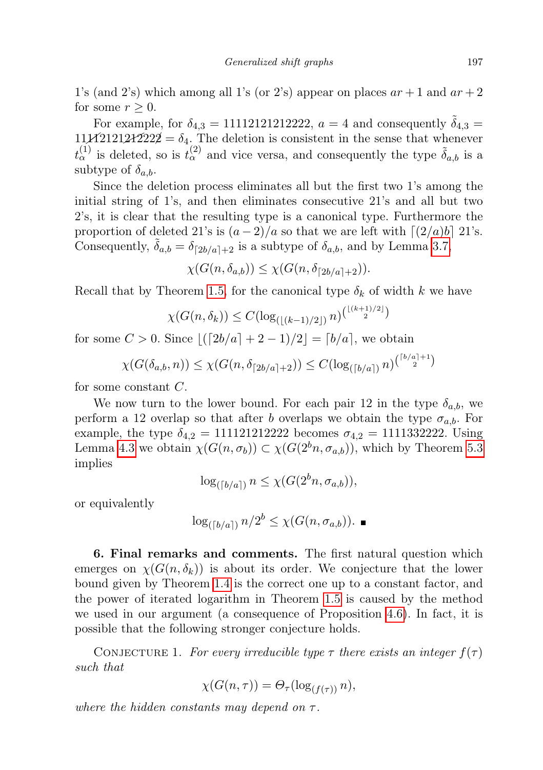1's (and 2's) which among all 1's (or 2's) appear on places $ar+1$ and $ar+2$ for some $r \geq 0$.

For example, for $\delta_{4,3} = 11112121212222$, $a = 4$ and consequently $\tilde{\delta}_{4,3} = 11\cancel{11}2121\cancel{21}\cancel{22}22 = \delta_4$. The deletion is consistent in the sense that whenever $t_\alpha^{(1)}$ is deleted, so is $t_\alpha^{(2)}$ and vice versa, and consequently the type $\tilde{\delta}_{a,b}$ is a subtype of $\delta_{a,b}$.

Since the deletion process eliminates all but the first two 1's among the initial string of 1's, and then eliminates consecutive 21's and all but two 2's, it is clear that the resulting type is a canonical type. Furthermore the proportion of deleted 21's is $(a-2)/a$ so that we are left with $\lceil (2/a)b \rceil$ 21's. Consequently, $\tilde{\delta}_{a,b} = \delta_{\lceil 2b/a \rceil + 2}$ is a subtype of $\delta_{a,b}$, and by Lemma 3.7,

$$\chi(G(n, \delta_{a,b})) \leq \chi(G(n, \delta_{\lceil 2b/a \rceil + 2})).$$

Recall that by Theorem 1.5, for the canonical type $\delta_k$ of width $k$ we have

$$\chi(G(n, \delta_k)) \leq C(\log_{(\lfloor (k-1)/2 \rfloor)} n)^{\binom{\lfloor (k+1)/2 \rfloor}{2}}$$

for some $C > 0$. Since $\lfloor (\lceil 2b/a \rceil + 2 - 1)/2 \rfloor = \lceil b/a \rceil$, we obtain

$$\chi(G(\delta_{a,b}, n)) \leq \chi(G(n, \delta_{\lceil 2b/a \rceil + 2})) \leq C(\log_{(\lceil b/a \rceil)} n)^{\binom{\lceil b/a \rceil + 1}{2}}$$

for some constant $C$.

We now turn to the lower bound. For each pair 12 in the type $\delta_{a,b}$, we perform a 12 overlap so that after $b$ overlaps we obtain the type $\sigma_{a,b}$. For example, the type $\delta_{4,2} = 111121212222$ becomes $\sigma_{4,2} = 1111332222$. Using Lemma 4.3 we obtain $\chi(G(n, \sigma_b)) \subset \chi(G(2^b n, \sigma_{a,b}))$, which by Theorem 5.3 implies

$$\log_{(\lceil b/a \rceil)} n \leq \chi(G(2^b n, \sigma_{a,b})),$$

or equivalently

$$\log_{(\lceil b/a \rceil)} n/2^b \leq \chi(G(n, \sigma_{a,b})). \ \blacksquare$$

**6. Final remarks and comments.** The first natural question which emerges on $\chi(G(n, \delta_k))$ is about its order. We conjecture that the lower bound given by Theorem 1.4 is the correct one up to a constant factor, and the power of iterated logarithm in Theorem 1.5 is caused by the method we used in our argument (a consequence of Proposition 4.6). In fact, it is possible that the following stronger conjecture holds.

Conjecture 1. *For every irreducible type $\tau$ there exists an integer $f(\tau)$ such that*

$$\chi(G(n, \tau)) = \Theta_\tau(\log_{(f(\tau))} n),$$

*where the hidden constants may depend on $\tau$.*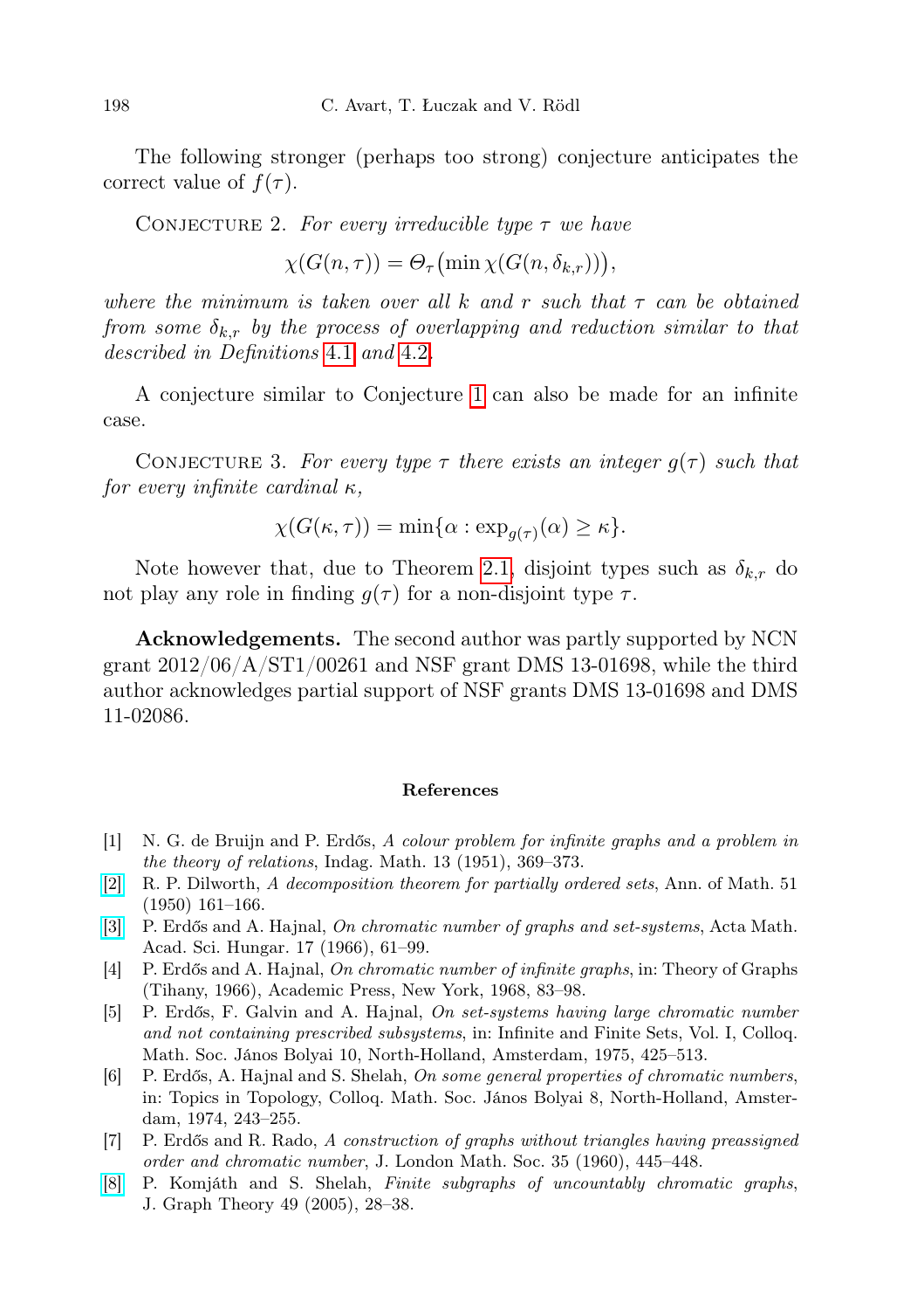The following stronger (perhaps too strong) conjecture anticipates the correct value of $f(\tau)$.

Conjecture 2. *For every irreducible type $\tau$ we have*

$$\chi(G(n,\tau)) = \Theta_\tau\big(\min \chi(G(n,\delta_{k,r}))\big),$$

*where the minimum is taken over all $k$ and $r$ such that $\tau$ can be obtained from some $\delta_{k,r}$ by the process of overlapping and reduction similar to that described in Definitions 4.1 and 4.2.*

A conjecture similar to Conjecture 1 can also be made for an infinite case.

Conjecture 3. *For every type $\tau$ there exists an integer $g(\tau)$ such that for every infinite cardinal $\kappa$,*

$$\chi(G(\kappa,\tau)) = \min\{\alpha : \exp_{g(\tau)}(\alpha) \geq \kappa\}.$$

Note however that, due to Theorem 2.1, disjoint types such as $\delta_{k,r}$ do not play any role in finding $g(\tau)$ for a non-disjoint type $\tau$.

**Acknowledgements.** The second author was partly supported by NCN grant 2012/06/A/ST1/00261 and NSF grant DMS 13-01698, while the third author acknowledges partial support of NSF grants DMS 13-01698 and DMS 11-02086.

## References

[1] N. G. de Bruijn and P. Erdős, *A colour problem for infinite graphs and a problem in the theory of relations*, Indag. Math. 13 (1951), 369–373.

[2] R. P. Dilworth, *A decomposition theorem for partially ordered sets*, Ann. of Math. 51 (1950) 161–166.

[3] P. Erdős and A. Hajnal, *On chromatic number of graphs and set-systems*, Acta Math. Acad. Sci. Hungar. 17 (1966), 61–99.

[4] P. Erdős and A. Hajnal, *On chromatic number of infinite graphs*, in: Theory of Graphs (Tihany, 1966), Academic Press, New York, 1968, 83–98.

[5] P. Erdős, F. Galvin and A. Hajnal, *On set-systems having large chromatic number and not containing prescribed subsystems*, in: Infinite and Finite Sets, Vol. I, Colloq. Math. Soc. János Bolyai 10, North-Holland, Amsterdam, 1975, 425–513.

[6] P. Erdős, A. Hajnal and S. Shelah, *On some general properties of chromatic numbers*, in: Topics in Topology, Colloq. Math. Soc. János Bolyai 8, North-Holland, Amsterdam, 1974, 243–255.

[7] P. Erdős and R. Rado, *A construction of graphs without triangles having preassigned order and chromatic number*, J. London Math. Soc. 35 (1960), 445–448.

[8] P. Komjáth and S. Shelah, *Finite subgraphs of uncountably chromatic graphs*, J. Graph Theory 49 (2005), 28–38.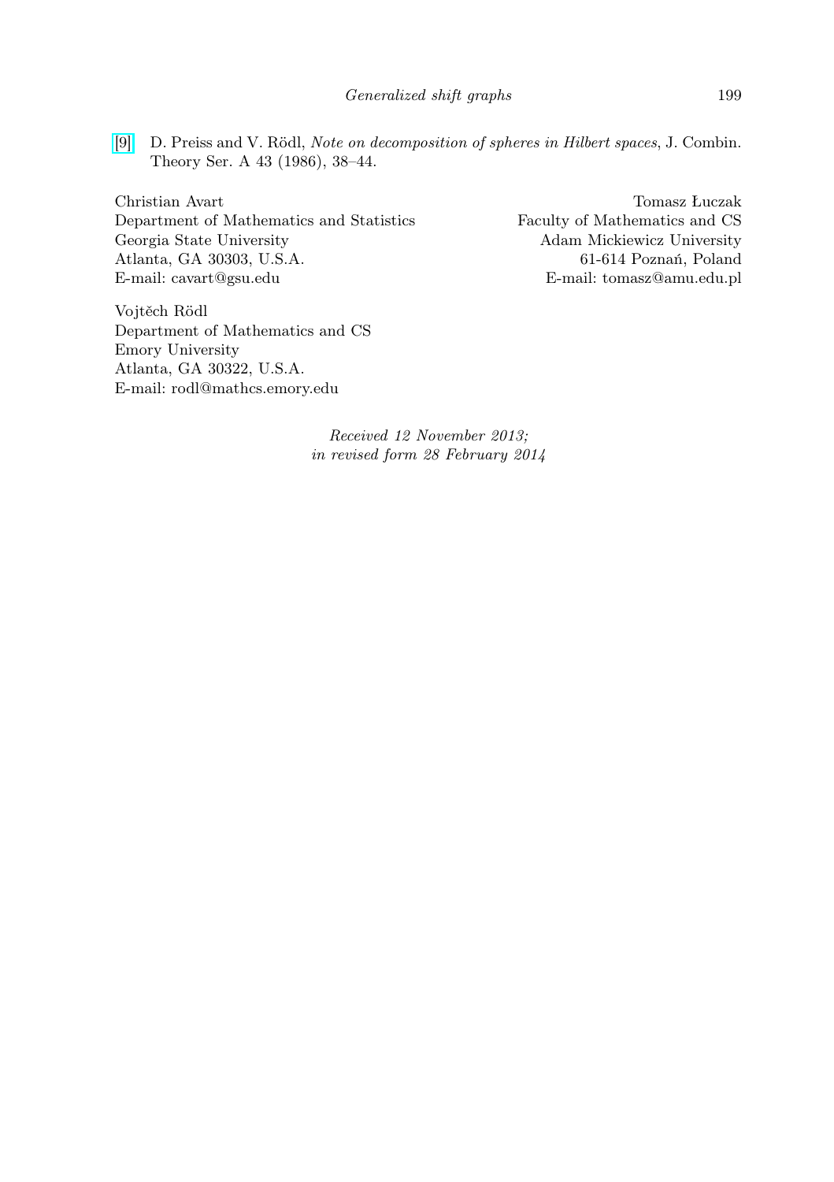[9] D. Preiss and V. Rödl, *Note on decomposition of spheres in Hilbert spaces*, J. Combin. Theory Ser. A 43 (1986), 38–44.

Christian Avart
Department of Mathematics and Statistics
Georgia State University
Atlanta, GA 30303, U.S.A.
E-mail: cavart@gsu.edu

Tomasz Łuczak
Faculty of Mathematics and CS
Adam Mickiewicz University
61-614 Poznań, Poland
E-mail: tomasz@amu.edu.pl

Vojtěch Rödl
Department of Mathematics and CS
Emory University
Atlanta, GA 30322, U.S.A.
E-mail: rodl@mathcs.emory.edu

*Received 12 November 2013;*
*in revised form 28 February 2014*